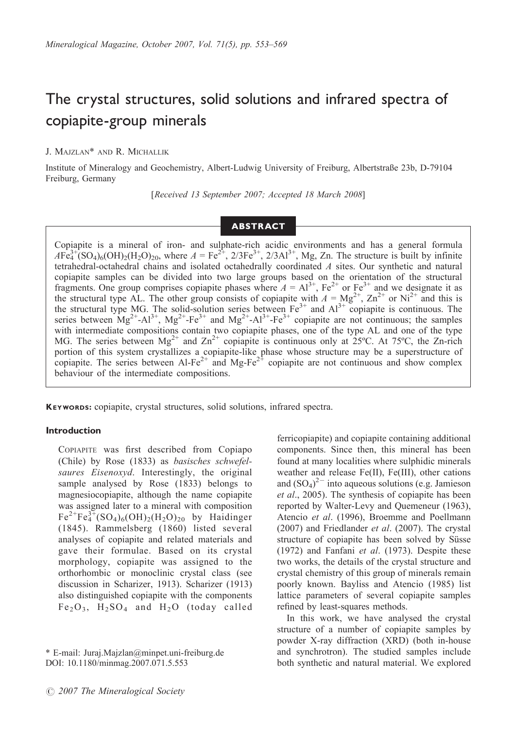# The crystal structures, solid solutions and infrared spectra of copiapite-group minerals

J. Majzlan* and R. Michallik

Institute of Mineralogy and Geochemistry, Albert-Ludwig University of Freiburg, Albertstraße 23b, D-79104 Freiburg, Germany

[*Received 13 September 2007; Accepted 18 March 2008*]

## ABSTRACT

Copiapite is a mineral of iron- and sulphate-rich acidic environments and has a general formula $AFe^{3+}_4(SO_4)_6(OH)_2(H_2O)_{20}$, where $A = Fe^{2+}$, $2/3Fe^{3+}$, $2/3Al^{3+}$, Mg, Zn. The structure is built by infinite tetrahedral-octahedral chains and isolated octahedrally coordinated *A* sites. Our synthetic and natural copiapite samples can be divided into two large groups based on the orientation of the structural fragments. One group comprises copiapite phases where $A = Al^{3+}$, $Fe^{2+}$ or $Fe^{3+}$ and we designate it as the structural type AL. The other group consists of copiapite with $A = Mg^{2+}$, $Zn^{2+}$ or $Ni^{2+}$ and this is the structural type MG. The solid-solution series between $Fe^{3+}$ and $Al^{3+}$ copiapite is continuous. The series between $Mg^{2+}$-$Al^{3+}$, $Mg^{2+}$-$Fe^{3+}$ and $Mg^{2+}$-$Al^{3+}$-$Fe^{3+}$ copiapite are not continuous; the samples with intermediate compositions contain two copiapite phases, one of the type AL and one of the type MG. The series between $Mg^{2+}$ and $Zn^{2+}$ copiapite is continuous only at 25ºC. At 75ºC, the Zn-rich portion of this system crystallizes a copiapite-like phase whose structure may be a superstructure of copiapite. The series between Al-$Fe^{2+}$ and Mg-$Fe^{2+}$ copiapite are not continuous and show complex behaviour of the intermediate compositions.

**Keywords:** copiapite, crystal structures, solid solutions, infrared spectra.

### Introduction

Copiapite was first described from Copiapo (Chile) by Rose (1833) as *basisches schwefelsaures Eisenoxyd*. Interestingly, the original sample analysed by Rose (1833) belongs to magnesiocopiapite, although the name copiapite was assigned later to a mineral with composition $Fe^{2+}Fe^{3+}_4(SO_4)_6(OH)_2(H_2O)_{20}$ by Haidinger (1845). Rammelsberg (1860) listed several analyses of copiapite and related materials and gave their formulae. Based on its crystal morphology, copiapite was assigned to the orthorhombic or monoclinic crystal class (see discussion in Scharizer, 1913). Scharizer (1913) also distinguished copiapite with the components $Fe_2O_3$, $H_2SO_4$ and $H_2O$ (today called ferricopiapite) and copiapite containing additional components. Since then, this mineral has been found at many localities where sulphidic minerals weather and release Fe(II), Fe(III), other cations and $(SO_4)^{2-}$ into aqueous solutions (e.g. Jamieson *et al*., 2005). The synthesis of copiapite has been reported by Walter-Levy and Quemeneur (1963), Atencio *et al*. (1996), Broemme and Poellmann (2007) and Friedlander *et al*. (2007). The crystal structure of copiapite has been solved by Süsse (1972) and Fanfani *et al*. (1973). Despite these two works, the details of the crystal structure and crystal chemistry of this group of minerals remain poorly known. Bayliss and Atencio (1985) list lattice parameters of several copiapite samples refined by least-squares methods.

In this work, we have analysed the crystal structure of a number of copiapite samples by powder X-ray diffraction (XRD) (both in-house and synchrotron). The studied samples include both synthetic and natural material. We explored

\* E-mail: Juraj.Majzlan@minpet.uni-freiburg.de
DOI: 10.1180/minmag.2007.071.5.553

© 2007 The Mineralogical Society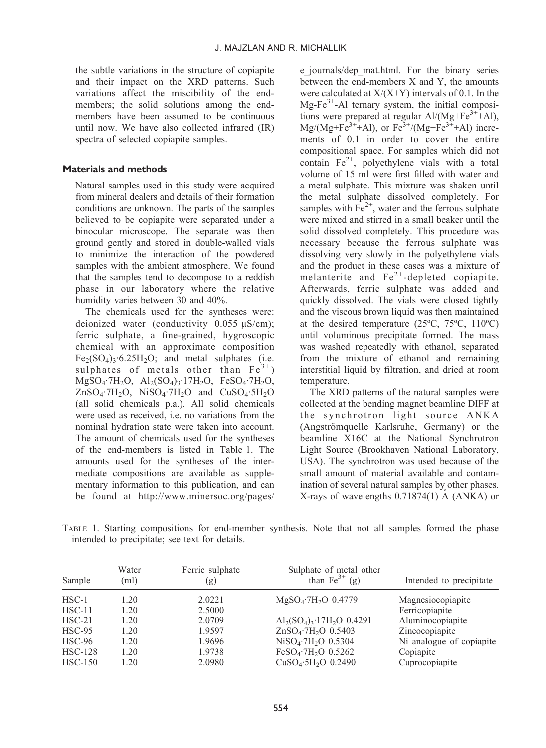the subtle variations in the structure of copiapite and their impact on the XRD patterns. Such variations affect the miscibility of the end-members; the solid solutions among the end-members have been assumed to be continuous until now. We have also collected infrared (IR) spectra of selected copiapite samples.

## Materials and methods

Natural samples used in this study were acquired from mineral dealers and details of their formation conditions are unknown. The parts of the samples believed to be copiapite were separated under a binocular microscope. The separate was then ground gently and stored in double-walled vials to minimize the interaction of the powdered samples with the ambient atmosphere. We found that the samples tend to decompose to a reddish phase in our laboratory where the relative humidity varies between 30 and 40%.

The chemicals used for the syntheses were: deionized water (conductivity 0.055 μS/cm); ferric sulphate, a fine-grained, hygroscopic chemical with an approximate composition $Fe_2(SO_4)_3{\cdot}6.25H_2O$; and metal sulphates (i.e. sulphates of metals other than $Fe^{3+}$) $MgSO_4{\cdot}7H_2O$, $Al_2(SO_4)_3{\cdot}17H_2O$, $FeSO_4{\cdot}7H_2O$, $ZnSO_4{\cdot}7H_2O$, $NiSO_4{\cdot}7H_2O$ and $CuSO_4{\cdot}5H_2O$ (all solid chemicals p.a.). All solid chemicals were used as received, i.e. no variations from the nominal hydration state were taken into account. The amount of chemicals used for the syntheses of the end-members is listed in Table 1. The amounts used for the syntheses of the intermediate compositions are available as supplementary information to this publication, and can be found at http://www.minersoc.org/pages/e_journals/dep_mat.html. For the binary series between the end-members X and Y, the amounts were calculated at X/(X+Y) intervals of 0.1. In the $Mg\text{-}Fe^{3+}\text{-}Al$ ternary system, the initial compositions were prepared at regular $Al/(Mg+Fe^{3+}+Al)$, $Mg/(Mg+Fe^{3+}+Al)$, or $Fe^{3+}/(Mg+Fe^{3+}+Al)$ increments of 0.1 in order to cover the entire compositional space. For samples which did not contain $Fe^{2+}$, polyethylene vials with a total volume of 15 ml were first filled with water and a metal sulphate. This mixture was shaken until the metal sulphate dissolved completely. For samples with $Fe^{2+}$, water and the ferrous sulphate were mixed and stirred in a small beaker until the solid dissolved completely. This procedure was necessary because the ferrous sulphate was dissolving very slowly in the polyethylene vials and the product in these cases was a mixture of melanterite and $Fe^{2+}$-depleted copiapite. Afterwards, ferric sulphate was added and quickly dissolved. The vials were closed tightly and the viscous brown liquid was then maintained at the desired temperature (25ºC, 75ºC, 110ºC) until voluminous precipitate formed. The mass was washed repeatedly with ethanol, separated from the mixture of ethanol and remaining interstitial liquid by filtration, and dried at room temperature.

The XRD patterns of the natural samples were collected at the bending magnet beamline DIFF at the synchrotron light source ANKA (Angströmquelle Karlsruhe, Germany) or the beamline X16C at the National Synchrotron Light Source (Brookhaven National Laboratory, USA). The synchrotron was used because of the small amount of material available and contamination of several natural samples by other phases. X-rays of wavelengths 0.71874(1) Å (ANKA) or

TABLE 1. Starting compositions for end-member synthesis. Note that not all samples formed the phase intended to precipitate; see text for details.

| Sample | Water (ml) | Ferric sulphate (g) | Sulphate of metal other than $Fe^{3+}$ (g) | Intended to precipitate |
|---|---|---|---|---|
| HSC-1 | 1.20 | 2.0221 | $MgSO_4{\cdot}7H_2O$ 0.4779 | Magnesiocopiapite |
| HSC-11 | 1.20 | 2.5000 | – | Ferricopiapite |
| HSC-21 | 1.20 | 2.0709 | $Al_2(SO_4)_3{\cdot}17H_2O$ 0.4291 | Aluminocopiapite |
| HSC-95 | 1.20 | 1.9597 | $ZnSO_4{\cdot}7H_2O$ 0.5403 | Zincocopiapite |
| HSC-96 | 1.20 | 1.9696 | $NiSO_4{\cdot}7H_2O$ 0.5304 | Ni analogue of copiapite |
| HSC-128 | 1.20 | 1.9738 | $FeSO_4{\cdot}7H_2O$ 0.5262 | Copiapite |
| HSC-150 | 1.20 | 2.0980 | $CuSO_4{\cdot}5H_2O$ 0.2490 | Cuprocopiapite |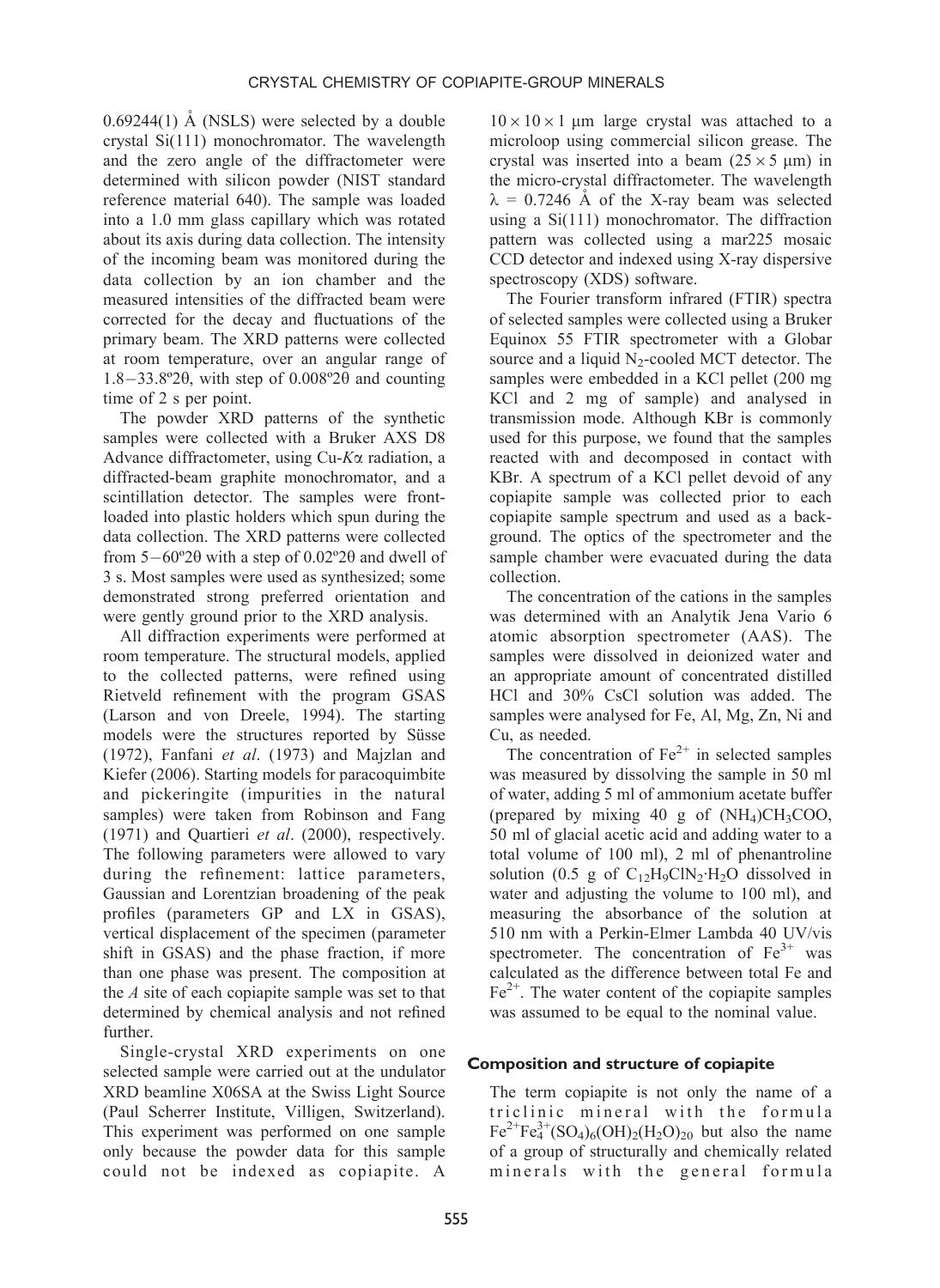0.69244(1) Å (NSLS) were selected by a double crystal Si(111) monochromator. The wavelength and the zero angle of the diffractometer were determined with silicon powder (NIST standard reference material 640). The sample was loaded into a 1.0 mm glass capillary which was rotated about its axis during data collection. The intensity of the incoming beam was monitored during the data collection by an ion chamber and the measured intensities of the diffracted beam were corrected for the decay and fluctuations of the primary beam. The XRD patterns were collected at room temperature, over an angular range of 1.8–33.8º2θ, with step of 0.008º2θ and counting time of 2 s per point.

The powder XRD patterns of the synthetic samples were collected with a Bruker AXS D8 Advance diffractometer, using Cu-*K*α radiation, a diffracted-beam graphite monochromator, and a scintillation detector. The samples were front-loaded into plastic holders which spun during the data collection. The XRD patterns were collected from 5–60º2θ with a step of 0.02º2θ and dwell of 3 s. Most samples were used as synthesized; some demonstrated strong preferred orientation and were gently ground prior to the XRD analysis.

All diffraction experiments were performed at room temperature. The structural models, applied to the collected patterns, were refined using Rietveld refinement with the program GSAS (Larson and von Dreele, 1994). The starting models were the structures reported by Süsse (1972), Fanfani *et al*. (1973) and Majzlan and Kiefer (2006). Starting models for paracoquimbite and pickeringite (impurities in the natural samples) were taken from Robinson and Fang (1971) and Quartieri *et al*. (2000), respectively. The following parameters were allowed to vary during the refinement: lattice parameters, Gaussian and Lorentzian broadening of the peak profiles (parameters GP and LX in GSAS), vertical displacement of the specimen (parameter shift in GSAS) and the phase fraction, if more than one phase was present. The composition at the *A* site of each copiapite sample was set to that determined by chemical analysis and not refined further.

Single-crystal XRD experiments on one selected sample were carried out at the undulator XRD beamline X06SA at the Swiss Light Source (Paul Scherrer Institute, Villigen, Switzerland). This experiment was performed on one sample only because the powder data for this sample could not be indexed as copiapite. A $10 \times 10 \times 1$ μm large crystal was attached to a microloop using commercial silicon grease. The crystal was inserted into a beam ($25 \times 5$ μm) in the micro-crystal diffractometer. The wavelength $\lambda = 0.7246$ Å of the X-ray beam was selected using a Si(111) monochromator. The diffraction pattern was collected using a mar225 mosaic CCD detector and indexed using X-ray dispersive spectroscopy (XDS) software.

The Fourier transform infrared (FTIR) spectra of selected samples were collected using a Bruker Equinox 55 FTIR spectrometer with a Globar source and a liquid $N_2$-cooled MCT detector. The samples were embedded in a KCl pellet (200 mg KCl and 2 mg of sample) and analysed in transmission mode. Although KBr is commonly used for this purpose, we found that the samples reacted with and decomposed in contact with KBr. A spectrum of a KCl pellet devoid of any copiapite sample was collected prior to each copiapite sample spectrum and used as a background. The optics of the spectrometer and the sample chamber were evacuated during the data collection.

The concentration of the cations in the samples was determined with an Analytik Jena Vario 6 atomic absorption spectrometer (AAS). The samples were dissolved in deionized water and an appropriate amount of concentrated distilled HCl and 30% CsCl solution was added. The samples were analysed for Fe, Al, Mg, Zn, Ni and Cu, as needed.

The concentration of $Fe^{2+}$ in selected samples was measured by dissolving the sample in 50 ml of water, adding 5 ml of ammonium acetate buffer (prepared by mixing 40 g of $(NH_4)CH_3COO$, 50 ml of glacial acetic acid and adding water to a total volume of 100 ml), 2 ml of phenantroline solution (0.5 g of $C_{12}H_9ClN_2{\cdot}H_2O$ dissolved in water and adjusting the volume to 100 ml), and measuring the absorbance of the solution at 510 nm with a Perkin-Elmer Lambda 40 UV/vis spectrometer. The concentration of $Fe^{3+}$ was calculated as the difference between total Fe and $Fe^{2+}$. The water content of the copiapite samples was assumed to be equal to the nominal value.

## Composition and structure of copiapite

The term copiapite is not only the name of a triclinic mineral with the formula $Fe^{2+}Fe^{3+}_4(SO_4)_6(OH)_2(H_2O)_{20}$ but also the name of a group of structurally and chemically related minerals with the general formula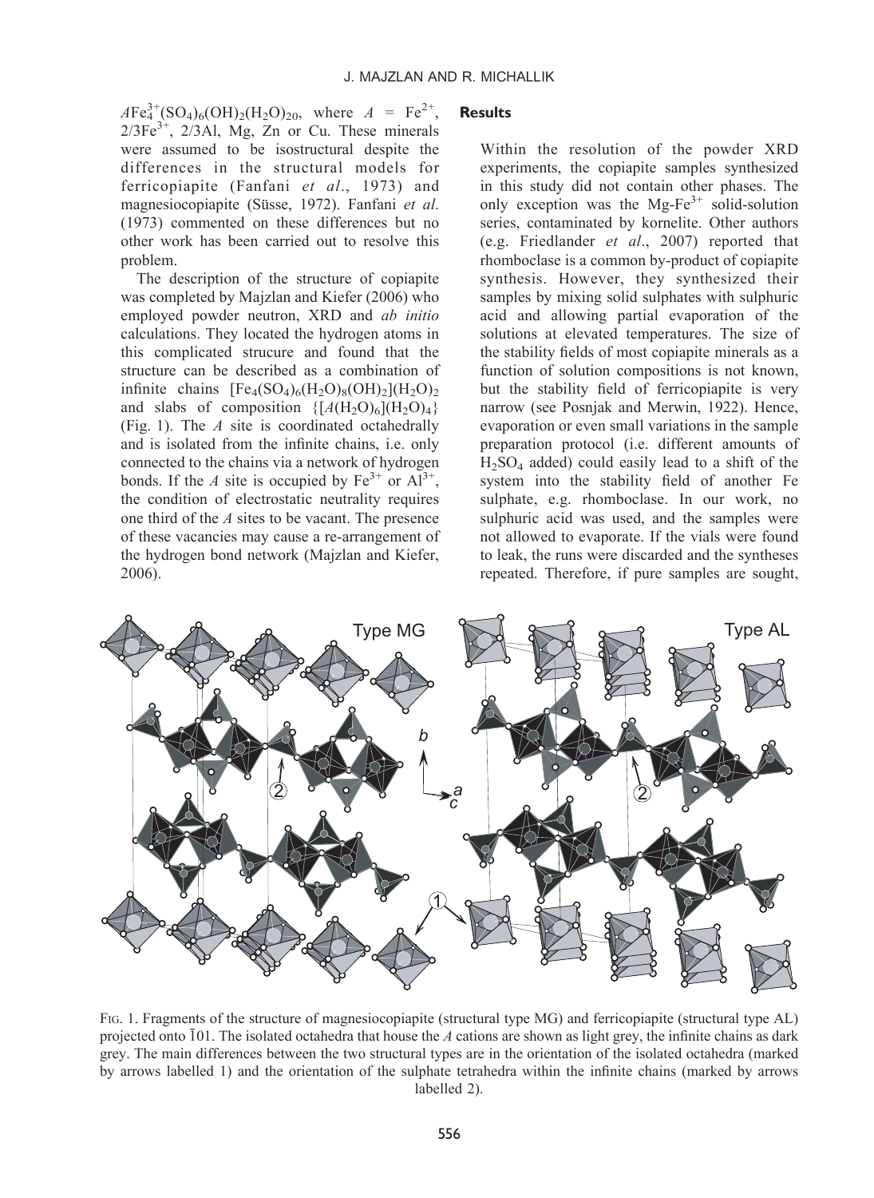$AFe^{3+}_4(SO_4)_6(OH)_2(H_2O)_{20}$, where $A = Fe^{2+}$, $2/3Fe^{3+}$, 2/3Al, Mg, Zn or Cu. These minerals were assumed to be isostructural despite the differences in the structural models for ferricopiapite (Fanfani *et al*., 1973) and magnesiocopiapite (Süsse, 1972). Fanfani *et al*. (1973) commented on these differences but no other work has been carried out to resolve this problem.

The description of the structure of copiapite was completed by Majzlan and Kiefer (2006) who employed powder neutron, XRD and *ab initio* calculations. They located the hydrogen atoms in this complicated strucure and found that the structure can be described as a combination of infinite chains $[Fe_4(SO_4)_6(H_2O)_8(OH)_2](H_2O)_2$ and slabs of composition $\{[A(H_2O)_6](H_2O)_4\}$ (Fig. 1). The *A* site is coordinated octahedrally and is isolated from the infinite chains, i.e. only connected to the chains via a network of hydrogen bonds. If the *A* site is occupied by $Fe^{3+}$ or $Al^{3+}$, the condition of electrostatic neutrality requires one third of the *A* sites to be vacant. The presence of these vacancies may cause a re-arrangement of the hydrogen bond network (Majzlan and Kiefer, 2006).

## Results

Within the resolution of the powder XRD experiments, the copiapite samples synthesized in this study did not contain other phases. The only exception was the $Mg\text{-}Fe^{3+}$ solid-solution series, contaminated by kornelite. Other authors (e.g. Friedlander *et al*., 2007) reported that rhomboclase is a common by-product of copiapite synthesis. However, they synthesized their samples by mixing solid sulphates with sulphuric acid and allowing partial evaporation of the solutions at elevated temperatures. The size of the stability fields of most copiapite minerals as a function of solution compositions is not known, but the stability field of ferricopiapite is very narrow (see Posnjak and Merwin, 1922). Hence, evaporation or even small variations in the sample preparation protocol (i.e. different amounts of $H_2SO_4$ added) could easily lead to a shift of the system into the stability field of another Fe sulphate, e.g. rhomboclase. In our work, no sulphuric acid was used, and the samples were not allowed to evaporate. If the vials were found to leak, the runs were discarded and the syntheses repeated. Therefore, if pure samples are sought,

FIG. 1. Fragments of the structure of magnesiocopiapite (structural type MG) and ferricopiapite (structural type AL) projected onto $\bar{1}01$. The isolated octahedra that house the *A* cations are shown as light grey, the infinite chains as dark grey. The main differences between the two structural types are in the orientation of the isolated octahedra (marked by arrows labelled 1) and the orientation of the sulphate tetrahedra within the infinite chains (marked by arrows labelled 2).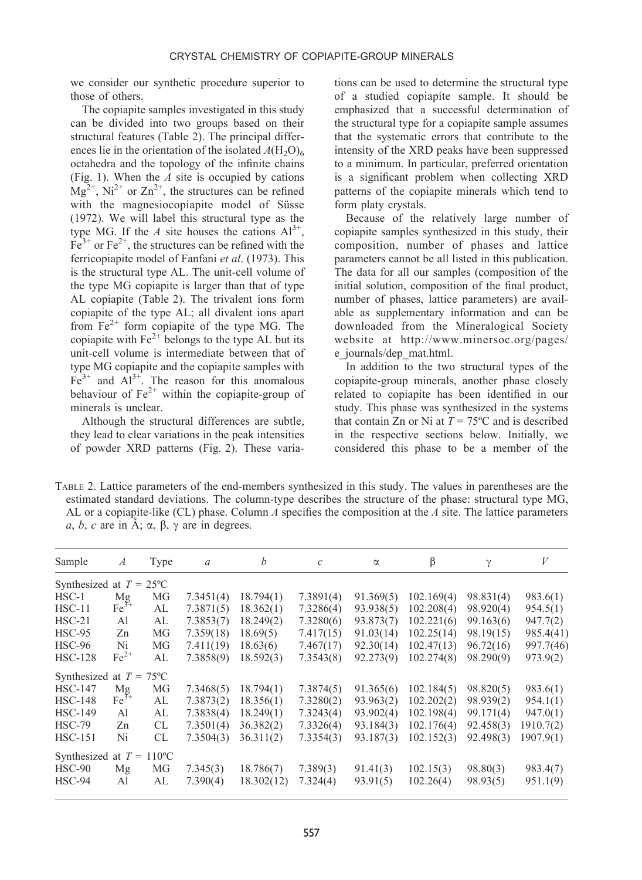we consider our synthetic procedure superior to those of others.

The copiapite samples investigated in this study can be divided into two groups based on their structural features (Table 2). The principal differences lie in the orientation of the isolated $A(H_2O)_6$ octahedra and the topology of the infinite chains (Fig. 1). When the *A* site is occupied by cations $Mg^{2+}$, $Ni^{2+}$ or $Zn^{2+}$, the structures can be refined with the magnesiocopiapite model of Süsse (1972). We will label this structural type as the type MG. If the *A* site houses the cations $Al^{3+}$, $Fe^{3+}$ or $Fe^{2+}$, the structures can be refined with the ferricopiapite model of Fanfani *et al*. (1973). This is the structural type AL. The unit-cell volume of the type MG copiapite is larger than that of type AL copiapite (Table 2). The trivalent ions form copiapite of the type AL; all divalent ions apart from $Fe^{2+}$ form copiapite of the type MG. The copiapite with $Fe^{2+}$ belongs to the type AL but its unit-cell volume is intermediate between that of type MG copiapite and the copiapite samples with $Fe^{3+}$ and $Al^{3+}$. The reason for this anomalous behaviour of $Fe^{2+}$ within the copiapite-group of minerals is unclear.

Although the structural differences are subtle, they lead to clear variations in the peak intensities of powder XRD patterns (Fig. 2). These variations can be used to determine the structural type of a studied copiapite sample. It should be emphasized that a successful determination of the structural type for a copiapite sample assumes that the systematic errors that contribute to the intensity of the XRD peaks have been suppressed to a minimum. In particular, preferred orientation is a significant problem when collecting XRD patterns of the copiapite minerals which tend to form platy crystals.

Because of the relatively large number of copiapite samples synthesized in this study, their composition, number of phases and lattice parameters cannot be all listed in this publication. The data for all our samples (composition of the initial solution, composition of the final product, number of phases, lattice parameters) are available as supplementary information and can be downloaded from the Mineralogical Society website at http://www.minersoc.org/pages/e_journals/dep_mat.html.

In addition to the two structural types of the copiapite-group minerals, another phase closely related to copiapite has been identified in our study. This phase was synthesized in the systems that contain Zn or Ni at $T = 75$ºC and is described in the respective sections below. Initially, we considered this phase to be a member of the

TABLE 2. Lattice parameters of the end-members synthesized in this study. The values in parentheses are the estimated standard deviations. The column-type describes the structure of the phase: structural type MG, AL or a copiapite-like (CL) phase. Column *A* specifies the composition at the *A* site. The lattice parameters *a*, *b*, *c* are in Å; α, β, γ are in degrees.

| Sample | *A* | Type | *a* | *b* | *c* | α | β | γ | *V* |
|---|---|---|---|---|---|---|---|---|---|
| Synthesized at $T = 25$ºC | | | | | | | | | |
| HSC-1 | Mg | MG | 7.3451(4) | 18.794(1) | 7.3891(4) | 91.369(5) | 102.169(4) | 98.831(4) | 983.6(1) |
| HSC-11 | $Fe^{3+}$ | AL | 7.3871(5) | 18.362(1) | 7.3286(4) | 93.938(5) | 102.208(4) | 98.920(4) | 954.5(1) |
| HSC-21 | Al | AL | 7.3853(7) | 18.249(2) | 7.3280(6) | 93.873(7) | 102.221(6) | 99.163(6) | 947.7(2) |
| HSC-95 | Zn | MG | 7.359(18) | 18.69(5) | 7.417(15) | 91.03(14) | 102.25(14) | 98.19(15) | 985.4(41) |
| HSC-96 | Ni | MG | 7.411(19) | 18.63(6) | 7.467(17) | 92.30(14) | 102.47(13) | 96.72(16) | 997.7(46) |
| HSC-128 | $Fe^{2+}$ | AL | 7.3858(9) | 18.592(3) | 7.3543(8) | 92.273(9) | 102.274(8) | 98.290(9) | 973.9(2) |
| Synthesized at $T = 75$ºC | | | | | | | | | |
| HSC-147 | Mg | MG | 7.3468(5) | 18.794(1) | 7.3874(5) | 91.365(6) | 102.184(5) | 98.820(5) | 983.6(1) |
| HSC-148 | $Fe^{3+}$ | AL | 7.3873(2) | 18.356(1) | 7.3280(2) | 93.963(2) | 102.202(2) | 98.939(2) | 954.1(1) |
| HSC-149 | Al | AL | 7.3838(4) | 18.249(1) | 7.3243(4) | 93.902(4) | 102.198(4) | 99.171(4) | 947.0(1) |
| HSC-79 | Zn | CL | 7.3501(4) | 36.382(2) | 7.3326(4) | 93.184(3) | 102.176(4) | 92.458(3) | 1910.7(2) |
| HSC-151 | Ni | CL | 7.3504(3) | 36.311(2) | 7.3354(3) | 93.187(3) | 102.152(3) | 92.498(3) | 1907.9(1) |
| Synthesized at $T = 110$ºC | | | | | | | | | |
| HSC-90 | Mg | MG | 7.345(3) | 18.786(7) | 7.389(3) | 91.41(3) | 102.15(3) | 98.80(3) | 983.4(7) |
| HSC-94 | Al | AL | 7.390(4) | 18.302(12) | 7.324(4) | 93.91(5) | 102.26(4) | 98.93(5) | 951.1(9) |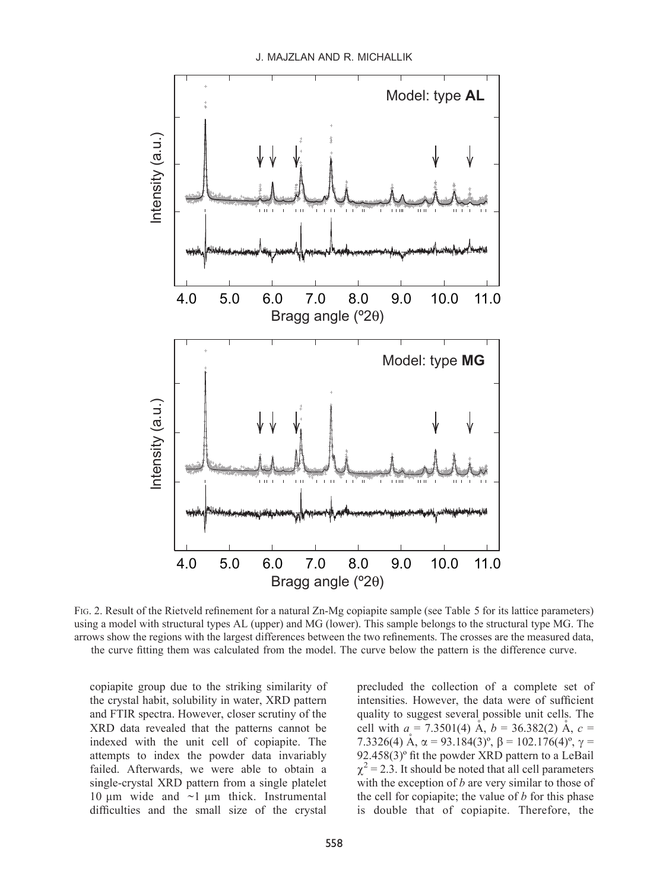FIG. 2. Result of the Rietveld refinement for a natural Zn-Mg copiapite sample (see Table 5 for its lattice parameters) using a model with structural types AL (upper) and MG (lower). This sample belongs to the structural type MG. The arrows show the regions with the largest differences between the two refinements. The crosses are the measured data, the curve fitting them was calculated from the model. The curve below the pattern is the difference curve.

copiapite group due to the striking similarity of the crystal habit, solubility in water, XRD pattern and FTIR spectra. However, closer scrutiny of the XRD data revealed that the patterns cannot be indexed with the unit cell of copiapite. The attempts to index the powder data invariably failed. Afterwards, we were able to obtain a single-crystal XRD pattern from a single platelet 10 μm wide and ~1 μm thick. Instrumental difficulties and the small size of the crystal precluded the collection of a complete set of intensities. However, the data were of sufficient quality to suggest several possible unit cells. The cell with $a$ = 7.3501(4) Å, $b$ = 36.382(2) Å, $c$ = 7.3326(4) Å, $\alpha$ = 93.184(3)º, $\beta$ = 102.176(4)º, $\gamma$ = 92.458(3)º fit the powder XRD pattern to a LeBail $\chi^2$ = 2.3. It should be noted that all cell parameters with the exception of $b$ are very similar to those of the cell for copiapite; the value of $b$ for this phase is double that of copiapite. Therefore, the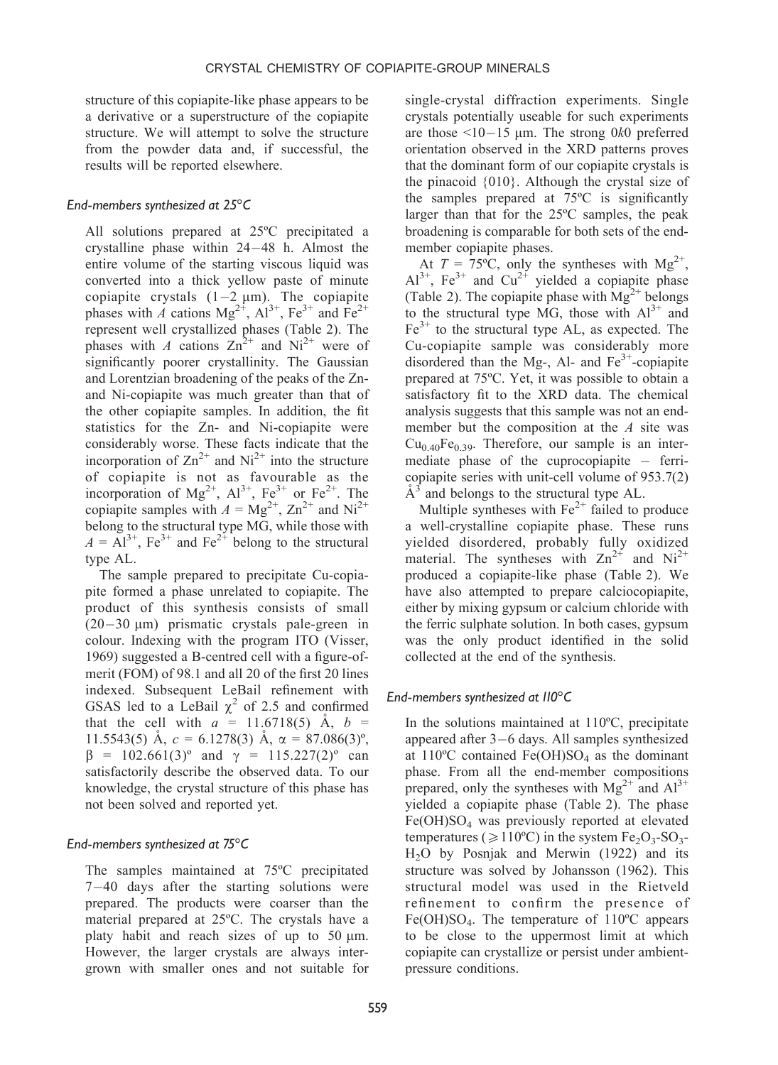structure of this copiapite-like phase appears to be a derivative or a superstructure of the copiapite structure. We will attempt to solve the structure from the powder data and, if successful, the results will be reported elsewhere.

### *End-members synthesized at 25°C*

All solutions prepared at 25ºC precipitated a crystalline phase within 24–48 h. Almost the entire volume of the starting viscous liquid was converted into a thick yellow paste of minute copiapite crystals (1–2 µm). The copiapite phases with *A* cations $Mg^{2+}$, $Al^{3+}$, $Fe^{3+}$ and $Fe^{2+}$ represent well crystallized phases (Table 2). The phases with *A* cations $Zn^{2+}$ and $Ni^{2+}$ were of significantly poorer crystallinity. The Gaussian and Lorentzian broadening of the peaks of the Zn- and Ni-copiapite was much greater than that of the other copiapite samples. In addition, the fit statistics for the Zn- and Ni-copiapite were considerably worse. These facts indicate that the incorporation of $Zn^{2+}$ and $Ni^{2+}$ into the structure of copiapite is not as favourable as the incorporation of $Mg^{2+}$, $Al^{3+}$, $Fe^{3+}$ or $Fe^{2+}$. The copiapite samples with $A = Mg^{2+}$, $Zn^{2+}$ and $Ni^{2+}$ belong to the structural type MG, while those with $A = Al^{3+}$, $Fe^{3+}$ and $Fe^{2+}$ belong to the structural type AL.

The sample prepared to precipitate Cu-copiapite formed a phase unrelated to copiapite. The product of this synthesis consists of small (20–30 µm) prismatic crystals pale-green in colour. Indexing with the program ITO (Visser, 1969) suggested a B-centred cell with a figure-of-merit (FOM) of 98.1 and all 20 of the first 20 lines indexed. Subsequent LeBail refinement with GSAS led to a LeBail $\chi^2$ of 2.5 and confirmed that the cell with $a$ = 11.6718(5) Å, $b$ = 11.5543(5) Å, $c$ = 6.1278(3) Å, $\alpha$ = 87.086(3)º, $\beta$ = 102.661(3)º and $\gamma$ = 115.227(2)º can satisfactorily describe the observed data. To our knowledge, the crystal structure of this phase has not been solved and reported yet.

### *End-members synthesized at 75°C*

The samples maintained at 75ºC precipitated 7–40 days after the starting solutions were prepared. The products were coarser than the material prepared at 25ºC. The crystals have a platy habit and reach sizes of up to 50 µm. However, the larger crystals are always intergrown with smaller ones and not suitable for single-crystal diffraction experiments. Single crystals potentially useable for such experiments are those <10–15 µm. The strong 0*k*0 preferred orientation observed in the XRD patterns proves that the dominant form of our copiapite crystals is the pinacoid {010}. Although the crystal size of the samples prepared at 75ºC is significantly larger than that for the 25ºC samples, the peak broadening is comparable for both sets of the end-member copiapite phases.

At $T$ = 75ºC, only the syntheses with $Mg^{2+}$, $Al^{3+}$, $Fe^{3+}$ and $Cu^{2+}$ yielded a copiapite phase (Table 2). The copiapite phase with $Mg^{2+}$ belongs to the structural type MG, those with $Al^{3+}$ and $Fe^{3+}$ to the structural type AL, as expected. The Cu-copiapite sample was considerably more disordered than the Mg-, Al- and $Fe^{3+}$-copiapite prepared at 75ºC. Yet, it was possible to obtain a satisfactory fit to the XRD data. The chemical analysis suggests that this sample was not an end-member but the composition at the *A* site was $Cu_{0.40}Fe_{0.39}$. Therefore, our sample is an intermediate phase of the cuprocopiapite – ferricopiapite series with unit-cell volume of 953.7(2) Å$^3$ and belongs to the structural type AL.

Multiple syntheses with $Fe^{2+}$ failed to produce a well-crystalline copiapite phase. These runs yielded disordered, probably fully oxidized material. The syntheses with $Zn^{2+}$ and $Ni^{2+}$ produced a copiapite-like phase (Table 2). We have also attempted to prepare calciocopiapite, either by mixing gypsum or calcium chloride with the ferric sulphate solution. In both cases, gypsum was the only product identified in the solid collected at the end of the synthesis.

### *End-members synthesized at 110°C*

In the solutions maintained at 110ºC, precipitate appeared after 3–6 days. All samples synthesized at 110ºC contained $Fe(OH)SO_4$ as the dominant phase. From all the end-member compositions prepared, only the syntheses with $Mg^{2+}$ and $Al^{3+}$ yielded a copiapite phase (Table 2). The phase $Fe(OH)SO_4$ was previously reported at elevated temperatures ($\geqslant$110ºC) in the system $Fe_2O_3$-$SO_3$-$H_2O$ by Posnjak and Merwin (1922) and its structure was solved by Johansson (1962). This structural model was used in the Rietveld refinement to confirm the presence of $Fe(OH)SO_4$. The temperature of 110ºC appears to be close to the uppermost limit at which copiapite can crystallize or persist under ambient-pressure conditions.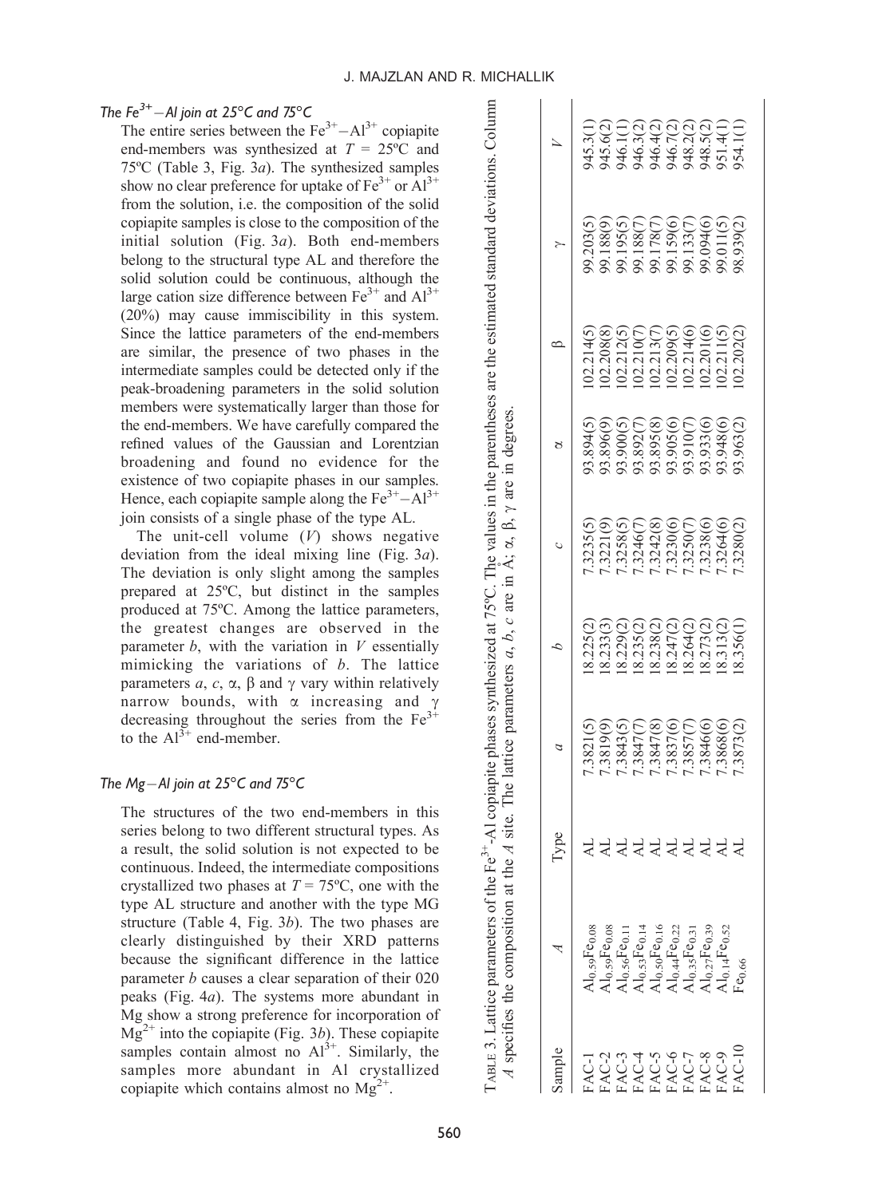### The $Fe^{3+}$–Al join at 25°C and 75°C

The entire series between the $Fe^{3+}$–$Al^{3+}$ copiapite end-members was synthesized at $T$ = 25ºC and 75ºC (Table 3, Fig. 3*a*). The synthesized samples show no clear preference for uptake of $Fe^{3+}$ or $Al^{3+}$ from the solution, i.e. the composition of the solid copiapite samples is close to the composition of the initial solution (Fig. 3*a*). Both end-members belong to the structural type AL and therefore the solid solution could be continuous, although the large cation size difference between $Fe^{3+}$ and $Al^{3+}$ (20%) may cause immiscibility in this system. Since the lattice parameters of the end-members are similar, the presence of two phases in the intermediate samples could be detected only if the peak-broadening parameters in the solid solution members were systematically larger than those for the end-members. We have carefully compared the refined values of the Gaussian and Lorentzian broadening and found no evidence for the existence of two copiapite phases in our samples. Hence, each copiapite sample along the $Fe^{3+}$–$Al^{3+}$ join consists of a single phase of the type AL.

The unit-cell volume ($V$) shows negative deviation from the ideal mixing line (Fig. 3*a*). The deviation is only slight among the samples prepared at 25ºC, but distinct in the samples produced at 75ºC. Among the lattice parameters, the greatest changes are observed in the parameter $b$, with the variation in $V$ essentially mimicking the variations of $b$. The lattice parameters $a$, $c$, $\alpha$, $\beta$ and $\gamma$ vary within relatively narrow bounds, with $\alpha$ increasing and $\gamma$ decreasing throughout the series from the $Fe^{3+}$ to the $Al^{3+}$ end-member.

### The Mg–Al join at 25°C and 75°C

The structures of the two end-members in this series belong to two different structural types. As a result, the solid solution is not expected to be continuous. Indeed, the intermediate compositions crystallized two phases at $T$ = 75ºC, one with the type AL structure and another with the type MG structure (Table 4, Fig. 3*b*). The two phases are clearly distinguished by their XRD patterns because the significant difference in the lattice parameter $b$ causes a clear separation of their 020 peaks (Fig. 4*a*). The systems more abundant in Mg show a strong preference for incorporation of $Mg^{2+}$ into the copiapite (Fig. 3*b*). These copiapite samples contain almost no $Al^{3+}$. Similarly, the samples more abundant in Al crystallized copiapite which contains almost no $Mg^{2+}$.

TABLE 3. Lattice parameters of the $Fe^{3+}$-Al copiapite phases synthesized at 75ºC. The values in the parentheses are the estimated standard deviations. Column $A$ specifies the composition at the $A$ site. The lattice parameters $a$, $b$, $c$ are in Å; $\alpha$, $\beta$, $\gamma$ are in degrees.

| Sample | $A$ | Type | $a$ | $b$ | $c$ | $\alpha$ | $\beta$ | $\gamma$ | $V$ |
|---|---|---|---|---|---|---|---|---|---|
| FAC-1 | $Al_{0.59}Fe_{0.08}$ | AL | 7.3821(5) | 18.225(2) | 7.3235(5) | 93.894(5) | 102.214(5) | 99.203(5) | 945.3(1) |
| FAC-2 | $Al_{0.59}Fe_{0.08}$ | AL | 7.3819(9) | 18.233(3) | 7.3221(9) | 93.896(9) | 102.208(8) | 99.188(9) | 945.6(2) |
| FAC-3 | $Al_{0.56}Fe_{0.11}$ | AL | 7.3843(5) | 18.229(2) | 7.3258(5) | 93.900(5) | 102.212(5) | 99.195(5) | 946.1(1) |
| FAC-4 | $Al_{0.53}Fe_{0.14}$ | AL | 7.3847(7) | 18.235(2) | 7.3246(7) | 93.892(7) | 102.210(7) | 99.188(7) | 946.3(2) |
| FAC-5 | $Al_{0.50}Fe_{0.16}$ | AL | 7.3847(8) | 18.238(2) | 7.3242(8) | 93.895(8) | 102.213(7) | 99.178(7) | 946.4(2) |
| FAC-6 | $Al_{0.44}Fe_{0.22}$ | AL | 7.3837(6) | 18.247(2) | 7.3230(6) | 93.905(6) | 102.209(5) | 99.159(6) | 946.7(2) |
| FAC-7 | $Al_{0.35}Fe_{0.31}$ | AL | 7.3857(7) | 18.264(2) | 7.3250(7) | 93.910(7) | 102.214(6) | 99.133(7) | 948.2(2) |
| FAC-8 | $Al_{0.27}Fe_{0.39}$ | AL | 7.3846(6) | 18.273(2) | 7.3238(6) | 93.933(6) | 102.201(6) | 99.094(6) | 948.5(2) |
| FAC-9 | $Al_{0.14}Fe_{0.52}$ | AL | 7.3868(6) | 18.313(2) | 7.3264(6) | 93.948(6) | 102.211(5) | 99.011(5) | 951.4(1) |
| FAC-10 | $Fe_{0.66}$ | AL | 7.3873(2) | 18.356(1) | 7.3280(2) | 93.963(2) | 102.202(2) | 98.939(2) | 954.1(1) |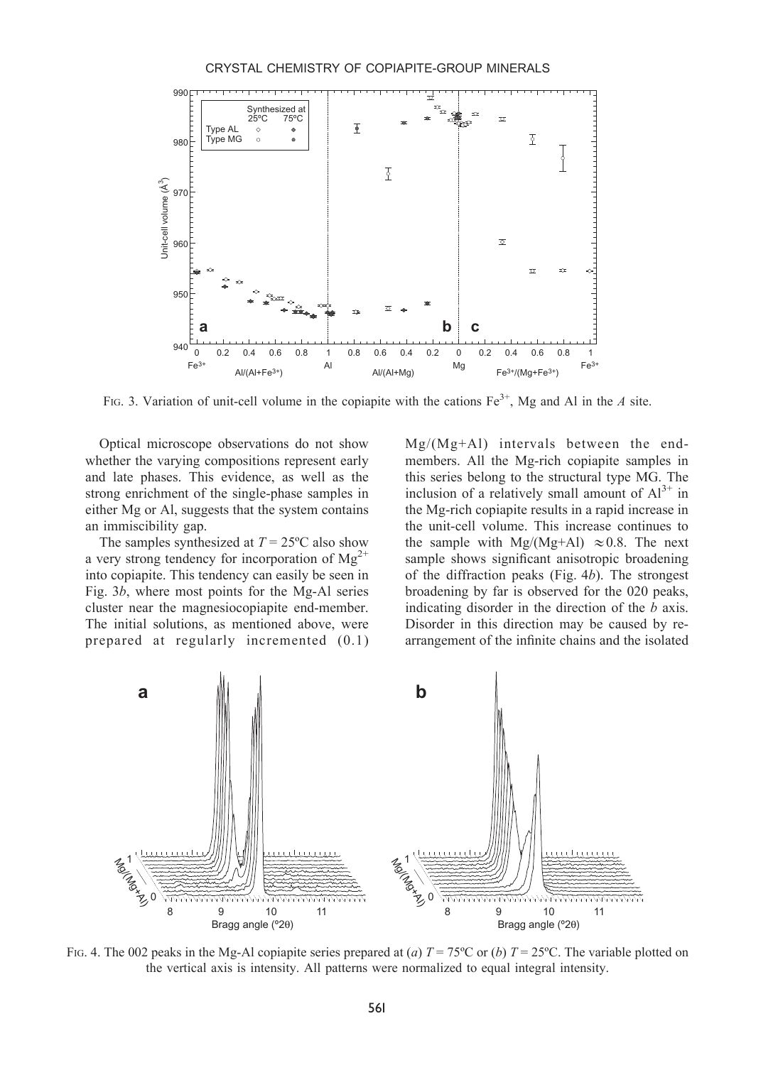FIG. 3. Variation of unit-cell volume in the copiapite with the cations $Fe^{3+}$, Mg and Al in the *A* site.

Optical microscope observations do not show whether the varying compositions represent early and late phases. This evidence, as well as the strong enrichment of the single-phase samples in either Mg or Al, suggests that the system contains an immiscibility gap.

The samples synthesized at $T = 25°C$ also show a very strong tendency for incorporation of $Mg^{2+}$ into copiapite. This tendency can easily be seen in Fig. 3*b*, where most points for the Mg-Al series cluster near the magnesiocopiapite end-member. The initial solutions, as mentioned above, were prepared at regularly incremented (0.1) Mg/(Mg+Al) intervals between the end-members. All the Mg-rich copiapite samples in this series belong to the structural type MG. The inclusion of a relatively small amount of $Al^{3+}$ in the Mg-rich copiapite results in a rapid increase in the unit-cell volume. This increase continues to the sample with Mg/(Mg+Al) $\approx 0.8$. The next sample shows significant anisotropic broadening of the diffraction peaks (Fig. 4*b*). The strongest broadening by far is observed for the 020 peaks, indicating disorder in the direction of the *b* axis. Disorder in this direction may be caused by rearrangement of the infinite chains and the isolated

FIG. 4. The 002 peaks in the Mg-Al copiapite series prepared at (*a*) $T = 75°C$ or (*b*) $T = 25°C$. The variable plotted on the vertical axis is intensity. All patterns were normalized to equal integral intensity.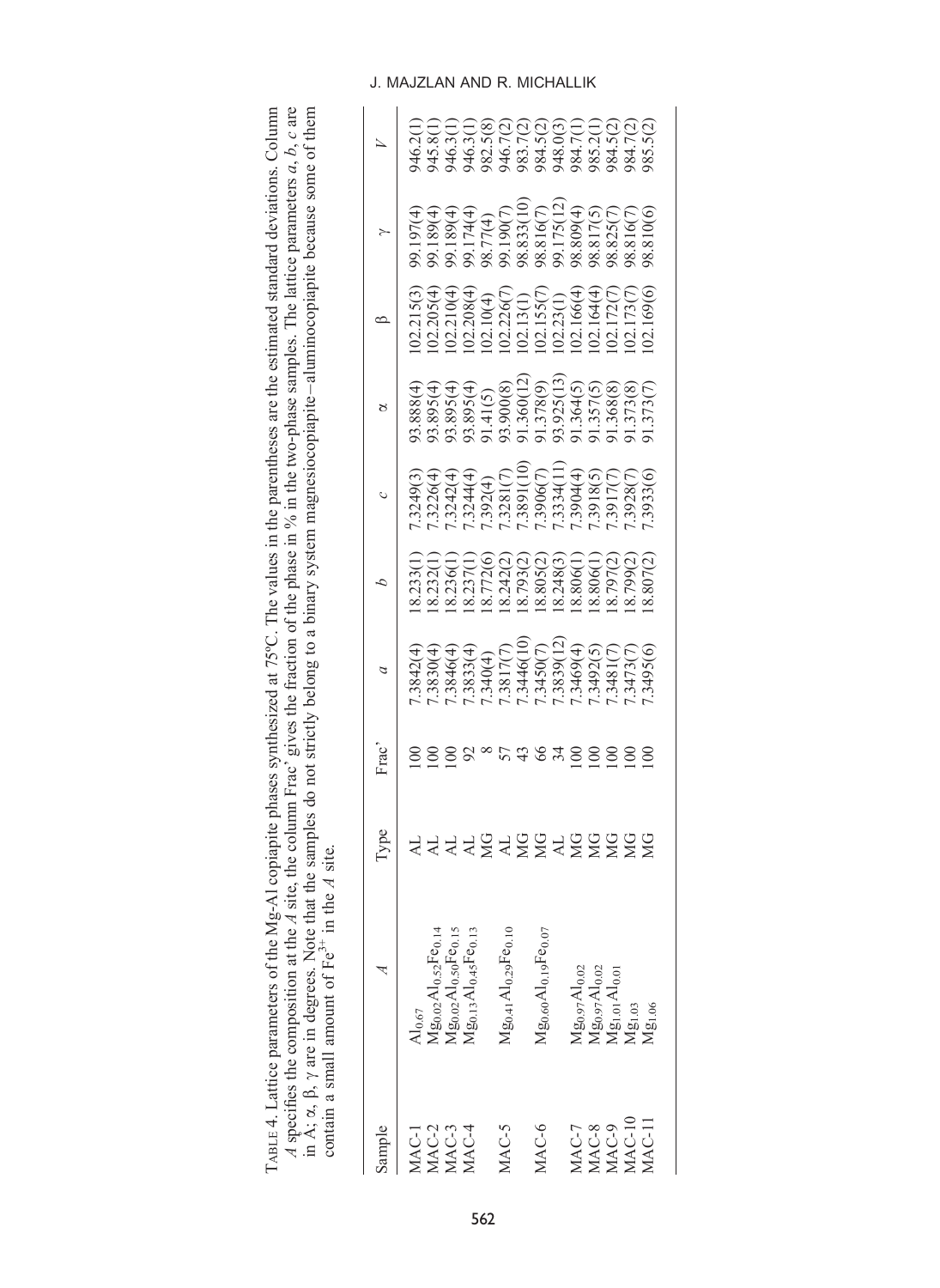TABLE 4. Lattice parameters of the Mg-Al copiapite phases synthesized at 75°C. The values in the parentheses are the estimated standard deviations. Column *A* specifies the composition at the *A* site, the column Frac' gives the fraction of the phase in % in the two-phase samples. The lattice parameters *a*, *b*, *c* are in Å; α, β, γ are in degrees. Note that the samples do not strictly belong to a binary system magnesiocopiapite–aluminocopiapite because some of them contain a small amount of $Fe^{3+}$ in the *A* site.

| Sample | *A* | Type | Frac' | *a* | *b* | *c* | α | β | γ | *V* |
|---|---|---|---|---|---|---|---|---|---|---|
| MAC-1 | $Al_{0.67}$ | AL | 100 | 7.3842(4) | 18.233(1) | 7.3249(3) | 93.888(4) | 102.215(3) | 99.197(4) | 946.2(1) |
| MAC-2 | $Mg_{0.02}Al_{0.52}Fe_{0.14}$ | AL | 100 | 7.3830(4) | 18.232(1) | 7.3226(4) | 93.895(4) | 102.205(4) | 99.189(4) | 945.8(1) |
| MAC-3 | $Mg_{0.02}Al_{0.50}Fe_{0.15}$ | AL | 100 | 7.3846(4) | 18.236(1) | 7.3242(4) | 93.895(4) | 102.210(4) | 99.189(4) | 946.3(1) |
| MAC-4 | $Mg_{0.13}Al_{0.45}Fe_{0.13}$ | AL | 92 | 7.3833(4) | 18.237(1) | 7.3244(4) | 93.895(4) | 102.208(4) | 99.174(4) | 946.3(1) |
| | | MG | 8 | 7.340(4) | 18.772(6) | 7.392(4) | 91.41(5) | 102.10(4) | 98.77(4) | 982.5(8) |
| MAC-5 | $Mg_{0.41}Al_{0.29}Fe_{0.10}$ | AL | 57 | 7.3817(7) | 18.242(2) | 7.3281(7) | 93.900(8) | 102.226(7) | 99.190(7) | 946.7(2) |
| | | MG | 43 | 7.3446(10) | 18.793(2) | 7.3891(10) | 91.360(12) | 102.13(1) | 98.833(10) | 983.7(2) |
| MAC-6 | $Mg_{0.60}Al_{0.19}Fe_{0.07}$ | MG | 66 | 7.3450(7) | 18.805(2) | 7.3906(7) | 91.378(9) | 102.155(7) | 98.816(7) | 984.5(2) |
| | | AL | 34 | 7.3839(12) | 18.248(3) | 7.3334(11) | 93.925(13) | 102.23(1) | 99.175(12) | 948.0(3) |
| MAC-7 | $Mg_{0.97}Al_{0.02}$ | MG | 100 | 7.3469(4) | 18.806(1) | 7.3904(4) | 91.364(5) | 102.166(4) | 98.809(4) | 984.7(1) |
| MAC-8 | $Mg_{0.97}Al_{0.02}$ | MG | 100 | 7.3492(5) | 18.806(1) | 7.3918(5) | 91.357(5) | 102.164(4) | 98.817(5) | 985.2(1) |
| MAC-9 | $Mg_{1.01}Al_{0.01}$ | MG | 100 | 7.3481(7) | 18.797(2) | 7.3917(7) | 91.368(8) | 102.172(7) | 98.825(7) | 984.5(2) |
| MAC-10 | $Mg_{1.03}$ | MG | 100 | 7.3473(7) | 18.799(2) | 7.3928(7) | 91.373(8) | 102.173(7) | 98.816(7) | 984.7(2) |
| MAC-11 | $Mg_{1.06}$ | MG | 100 | 7.3495(6) | 18.807(2) | 7.3933(6) | 91.373(7) | 102.169(6) | 98.810(6) | 985.5(2) |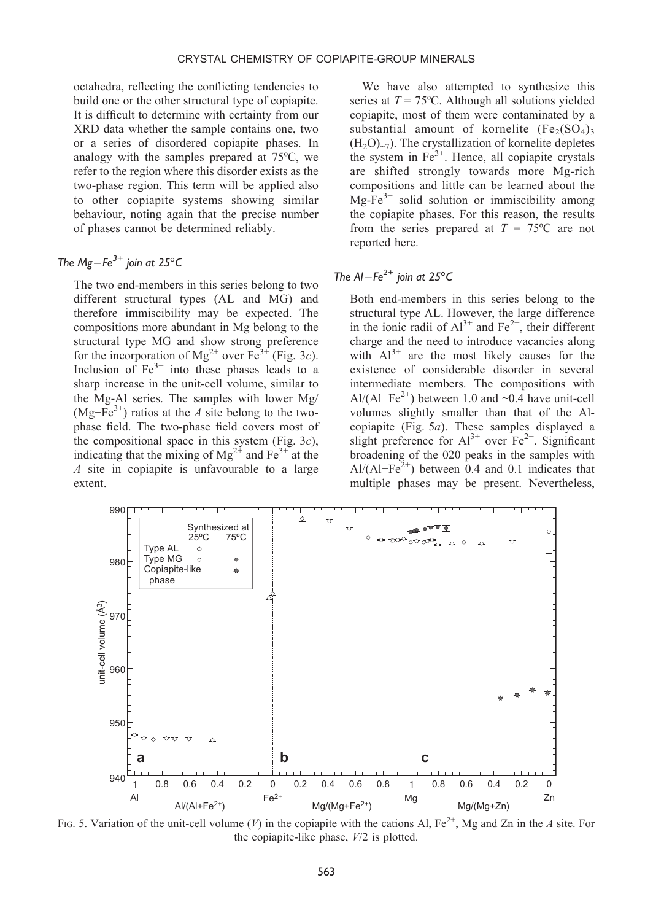octahedra, reflecting the conflicting tendencies to build one or the other structural type of copiapite. It is difficult to determine with certainty from our XRD data whether the sample contains one, two or a series of disordered copiapite phases. In analogy with the samples prepared at 75ºC, we refer to the region where this disorder exists as the two-phase region. This term will be applied also to other copiapite systems showing similar behaviour, noting again that the precise number of phases cannot be determined reliably.

### *The Mg–$Fe^{3+}$ join at 25°C*

The two end-members in this series belong to two different structural types (AL and MG) and therefore immiscibility may be expected. The compositions more abundant in Mg belong to the structural type MG and show strong preference for the incorporation of $Mg^{2+}$ over $Fe^{3+}$ (Fig. 3*c*). Inclusion of $Fe^{3+}$ into these phases leads to a sharp increase in the unit-cell volume, similar to the Mg-Al series. The samples with lower Mg/($Mg+Fe^{3+}$) ratios at the *A* site belong to the two-phase field. The two-phase field covers most of the compositional space in this system (Fig. 3*c*), indicating that the mixing of $Mg^{2+}$ and $Fe^{3+}$ at the *A* site in copiapite is unfavourable to a large extent.

We have also attempted to synthesize this series at *T* = 75ºC. Although all solutions yielded copiapite, most of them were contaminated by a substantial amount of kornelite ($Fe_2(SO_4)_3(H_2O)_{\sim7}$). The crystallization of kornelite depletes the system in $Fe^{3+}$. Hence, all copiapite crystals are shifted strongly towards more Mg-rich compositions and little can be learned about the Mg-$Fe^{3+}$ solid solution or immiscibility among the copiapite phases. For this reason, the results from the series prepared at *T* = 75ºC are not reported here.

### *The Al–$Fe^{2+}$ join at 25°C*

Both end-members in this series belong to the structural type AL. However, the large difference in the ionic radii of $Al^{3+}$ and $Fe^{2+}$, their different charge and the need to introduce vacancies along with $Al^{3+}$ are the most likely causes for the existence of considerable disorder in several intermediate members. The compositions with Al/($Al+Fe^{2+}$) between 1.0 and ~0.4 have unit-cell volumes slightly smaller than that of the Al-copiapite (Fig. 5*a*). These samples displayed a slight preference for $Al^{3+}$ over $Fe^{2+}$. Significant broadening of the 020 peaks in the samples with Al/($Al+Fe^{2+}$) between 0.4 and 0.1 indicates that multiple phases may be present. Nevertheless,

FIG. 5. Variation of the unit-cell volume (*V*) in the copiapite with the cations Al, $Fe^{2+}$, Mg and Zn in the *A* site. For the copiapite-like phase, *V*/2 is plotted.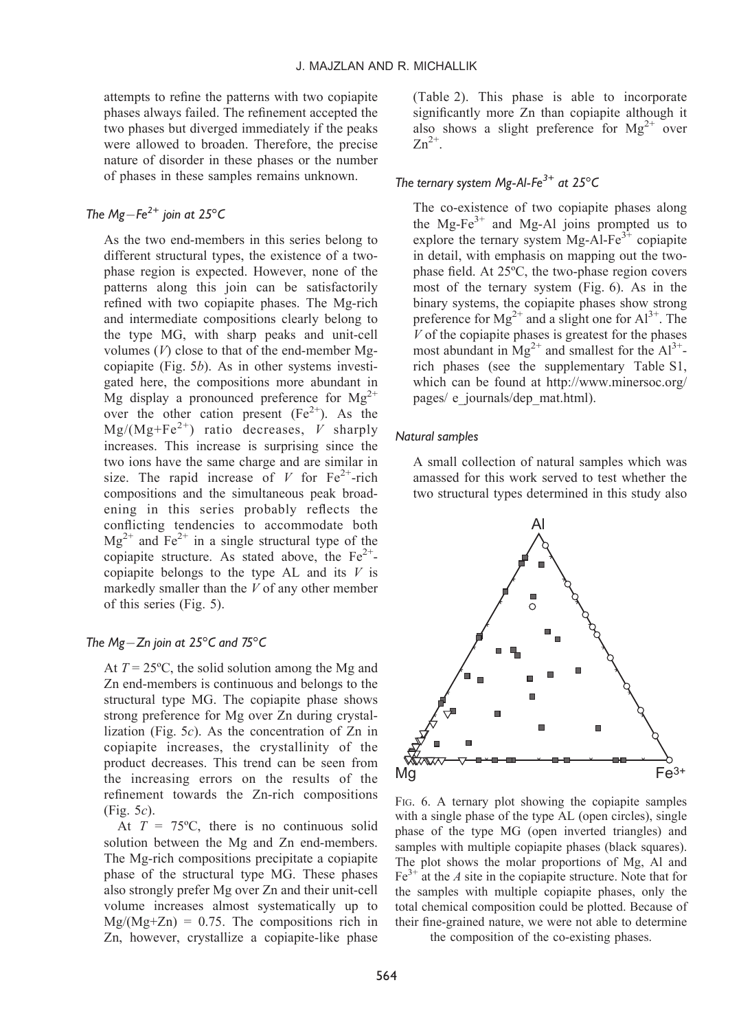attempts to refine the patterns with two copiapite phases always failed. The refinement accepted the two phases but diverged immediately if the peaks were allowed to broaden. Therefore, the precise nature of disorder in these phases or the number of phases in these samples remains unknown.

### *The Mg–$Fe^{2+}$ join at 25°C*

As the two end-members in this series belong to different structural types, the existence of a two-phase region is expected. However, none of the patterns along this join can be satisfactorily refined with two copiapite phases. The Mg-rich and intermediate compositions clearly belong to the type MG, with sharp peaks and unit-cell volumes ($V$) close to that of the end-member Mg-copiapite (Fig. 5*b*). As in other systems investigated here, the compositions more abundant in Mg display a pronounced preference for $Mg^{2+}$ over the other cation present ($Fe^{2+}$). As the $Mg/(Mg+Fe^{2+})$ ratio decreases, $V$ sharply increases. This increase is surprising since the two ions have the same charge and are similar in size. The rapid increase of $V$ for $Fe^{2+}$-rich compositions and the simultaneous peak broadening in this series probably reflects the conflicting tendencies to accommodate both $Mg^{2+}$ and $Fe^{2+}$ in a single structural type of the copiapite structure. As stated above, the $Fe^{2+}$-copiapite belongs to the type AL and its $V$ is markedly smaller than the $V$ of any other member of this series (Fig. 5).

### *The Mg–Zn join at 25°C and 75°C*

At $T$ = 25ºC, the solid solution among the Mg and Zn end-members is continuous and belongs to the structural type MG. The copiapite phase shows strong preference for Mg over Zn during crystallization (Fig. 5*c*). As the concentration of Zn in copiapite increases, the crystallinity of the product decreases. This trend can be seen from the increasing errors on the results of the refinement towards the Zn-rich compositions (Fig. 5*c*).

At $T$ = 75ºC, there is no continuous solid solution between the Mg and Zn end-members. The Mg-rich compositions precipitate a copiapite phase of the structural type MG. These phases also strongly prefer Mg over Zn and their unit-cell volume increases almost systematically up to $Mg/(Mg+Zn)$ = 0.75. The compositions rich in Zn, however, crystallize a copiapite-like phase (Table 2). This phase is able to incorporate significantly more Zn than copiapite although it also shows a slight preference for $Mg^{2+}$ over $Zn^{2+}$.

### *The ternary system Mg-Al-$Fe^{3+}$ at 25°C*

The co-existence of two copiapite phases along the Mg-$Fe^{3+}$ and Mg-Al joins prompted us to explore the ternary system Mg-Al-$Fe^{3+}$ copiapite in detail, with emphasis on mapping out the two-phase field. At 25ºC, the two-phase region covers most of the ternary system (Fig. 6). As in the binary systems, the copiapite phases show strong preference for $Mg^{2+}$ and a slight one for $Al^{3+}$. The $V$ of the copiapite phases is greatest for the phases most abundant in $Mg^{2+}$ and smallest for the $Al^{3+}$-rich phases (see the supplementary Table S1, which can be found at http://www.minersoc.org/pages/ e_journals/dep_mat.html).

### *Natural samples*

A small collection of natural samples which was amassed for this work served to test whether the two structural types determined in this study also

FIG. 6. A ternary plot showing the copiapite samples with a single phase of the type AL (open circles), single phase of the type MG (open inverted triangles) and samples with multiple copiapite phases (black squares). The plot shows the molar proportions of Mg, Al and $Fe^{3+}$ at the $A$ site in the copiapite structure. Note that for the samples with multiple copiapite phases, only the total chemical composition could be plotted. Because of their fine-grained nature, we were not able to determine the composition of the co-existing phases.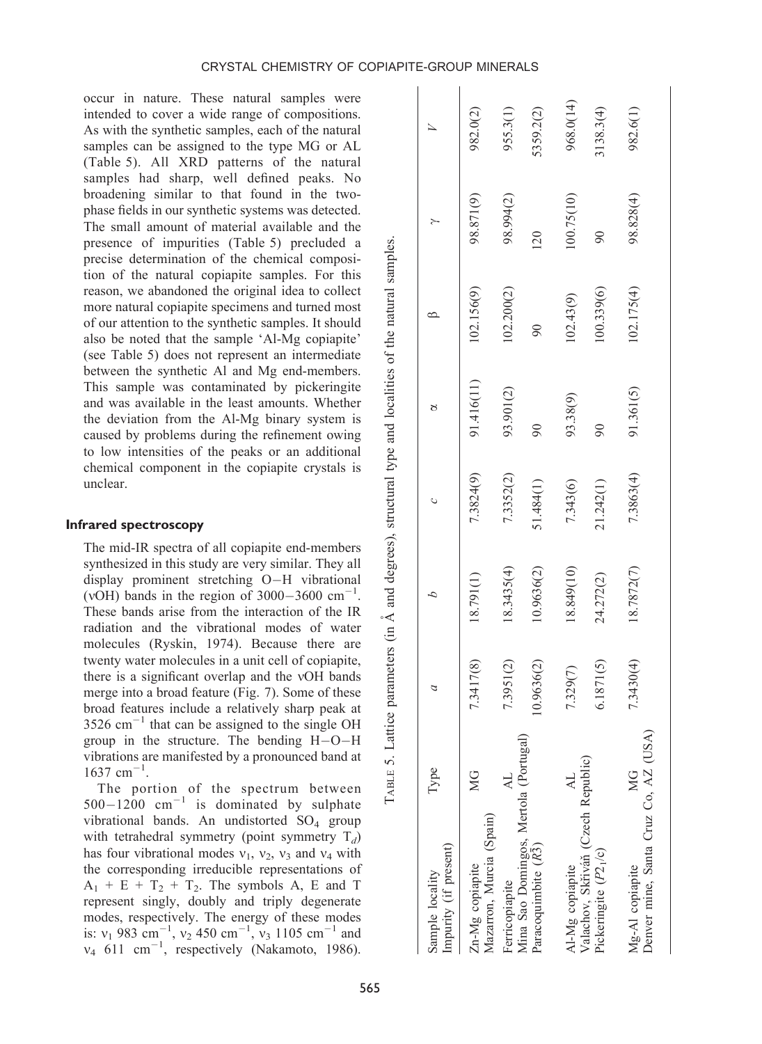occur in nature. These natural samples were intended to cover a wide range of compositions. As with the synthetic samples, each of the natural samples can be assigned to the type MG or AL (Table 5). All XRD patterns of the natural samples had sharp, well defined peaks. No broadening similar to that found in the two-phase fields in our synthetic systems was detected. The small amount of material available and the presence of impurities (Table 5) precluded a precise determination of the chemical composition of the natural copiapite samples. For this reason, we abandoned the original idea to collect more natural copiapite specimens and turned most of our attention to the synthetic samples. It should also be noted that the sample 'Al-Mg copiapite' (see Table 5) does not represent an intermediate between the synthetic Al and Mg end-members. This sample was contaminated by pickeringite and was available in the least amounts. Whether the deviation from the Al-Mg binary system is caused by problems during the refinement owing to low intensities of the peaks or an additional chemical component in the copiapite crystals is unclear.

### Infrared spectroscopy

The mid-IR spectra of all copiapite end-members synthesized in this study are very similar. They all display prominent stretching O−H vibrational (νOH) bands in the region of 3000−3600 $cm^{-1}$. These bands arise from the interaction of the IR radiation and the vibrational modes of water molecules (Ryskin, 1974). Because there are twenty water molecules in a unit cell of copiapite, there is a significant overlap and the νOH bands merge into a broad feature (Fig. 7). Some of these broad features include a relatively sharp peak at 3526 $cm^{-1}$ that can be assigned to the single OH group in the structure. The bending H−O−H vibrations are manifested by a pronounced band at 1637 $cm^{-1}$.

The portion of the spectrum between 500−1200 $cm^{-1}$ is dominated by sulphate vibrational bands. An undistorted $SO_4$ group with tetrahedral symmetry (point symmetry $T_d$) has four vibrational modes $\nu_1$, $\nu_2$, $\nu_3$ and $\nu_4$ with the corresponding irreducible representations of $A_1 + E + T_2 + T_2$. The symbols A, E and T represent singly, doubly and triply degenerate modes, respectively. The energy of these modes is: $\nu_1$ 983 $cm^{-1}$, $\nu_2$ 450 $cm^{-1}$, $\nu_3$ 1105 $cm^{-1}$ and $\nu_4$ 611 $cm^{-1}$, respectively (Nakamoto, 1986).

TABLE 5. Lattice parameters (in Å and degrees), structural type and localities of the natural samples.

| Sample locality Impurity (if present) | Type | *a* | *b* | *c* | α | β | γ | *V* |
|---|---|---|---|---|---|---|---|---|
| Zn-Mg copiapite Mazarron, Murcia (Spain) | MG | 7.3417(8) | 18.791(1) | 7.3824(9) | 91.416(11) | 102.156(9) | 98.871(9) | 982.0(2) |
| Ferricopiapite Mina Sao Domingos, Mertola (Portugal) | AL | 7.3951(2) | 18.3435(4) | 7.3352(2) | 93.901(2) | 102.200(2) | 98.994(2) | 955.3(1) |
| Paracoquimbite ($R\bar{3}$) | | 10.9636(2) | 10.9636(2) | 51.484(1) | 90 | 90 | 120 | 5359.2(2) |
| Al-Mg copiapite Valachov, Skřivaň (Czech Republic) | AL | 7.329(7) | 18.849(10) | 7.343(6) | 93.38(9) | 102.43(9) | 100.75(10) | 968.0(14) |
| Pickeringite ($P2_1/c$) | | 6.1871(5) | 24.272(2) | 21.242(1) | 90 | 100.339(6) | 90 | 3138.3(4) |
| Mg-Al copiapite Denver mine, Santa Cruz Co, AZ (USA) | MG | 7.3430(4) | 18.7872(7) | 7.3863(4) | 91.361(5) | 102.175(4) | 98.828(4) | 982.6(1) |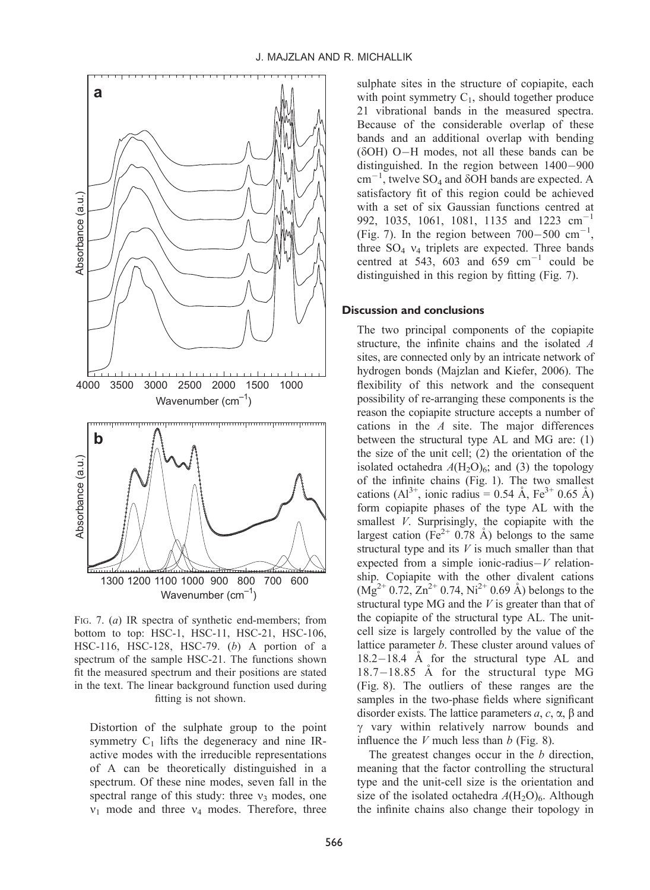FIG. 7. (*a*) IR spectra of synthetic end-members; from bottom to top: HSC-1, HSC-11, HSC-21, HSC-106, HSC-116, HSC-128, HSC-79. (*b*) A portion of a spectrum of the sample HSC-21. The functions shown fit the measured spectrum and their positions are stated in the text. The linear background function used during fitting is not shown.

Distortion of the sulphate group to the point symmetry $C_1$ lifts the degeneracy and nine IR-active modes with the irreducible representations of A can be theoretically distinguished in a spectrum. Of these nine modes, seven fall in the spectral range of this study: three $\nu_3$ modes, one $\nu_1$ mode and three $\nu_4$ modes. Therefore, three sulphate sites in the structure of copiapite, each with point symmetry $C_1$, should together produce 21 vibrational bands in the measured spectra. Because of the considerable overlap of these bands and an additional overlap with bending ($\delta$OH) O–H modes, not all these bands can be distinguished. In the region between 1400–900 $cm^{-1}$, twelve $SO_4$ and $\delta$OH bands are expected. A satisfactory fit of this region could be achieved with a set of six Gaussian functions centred at 992, 1035, 1061, 1081, 1135 and 1223 $cm^{-1}$ (Fig. 7). In the region between 700–500 $cm^{-1}$, three $SO_4$ $\nu_4$ triplets are expected. Three bands centred at 543, 603 and 659 $cm^{-1}$ could be distinguished in this region by fitting (Fig. 7).

## Discussion and conclusions

The two principal components of the copiapite structure, the infinite chains and the isolated *A* sites, are connected only by an intricate network of hydrogen bonds (Majzlan and Kiefer, 2006). The flexibility of this network and the consequent possibility of re-arranging these components is the reason the copiapite structure accepts a number of cations in the *A* site. The major differences between the structural type AL and MG are: (1) the size of the unit cell; (2) the orientation of the isolated octahedra $A(H_2O)_6$; and (3) the topology of the infinite chains (Fig. 1). The two smallest cations ($Al^{3+}$, ionic radius = 0.54 Å, $Fe^{3+}$ 0.65 Å) form copiapite phases of the type AL with the smallest *V*. Surprisingly, the copiapite with the largest cation ($Fe^{2+}$ 0.78 Å) belongs to the same structural type and its *V* is much smaller than that expected from a simple ionic-radius–*V* relationship. Copiapite with the other divalent cations ($Mg^{2+}$ 0.72, $Zn^{2+}$ 0.74, $Ni^{2+}$ 0.69 Å) belongs to the structural type MG and the *V* is greater than that of the copiapite of the structural type AL. The unit-cell size is largely controlled by the value of the lattice parameter *b*. These cluster around values of 18.2–18.4 Å for the structural type AL and 18.7–18.85 Å for the structural type MG (Fig. 8). The outliers of these ranges are the samples in the two-phase fields where significant disorder exists. The lattice parameters *a*, *c*, $\alpha$, $\beta$ and $\gamma$ vary within relatively narrow bounds and influence the *V* much less than *b* (Fig. 8).

The greatest changes occur in the *b* direction, meaning that the factor controlling the structural type and the unit-cell size is the orientation and size of the isolated octahedra $A(H_2O)_6$. Although the infinite chains also change their topology in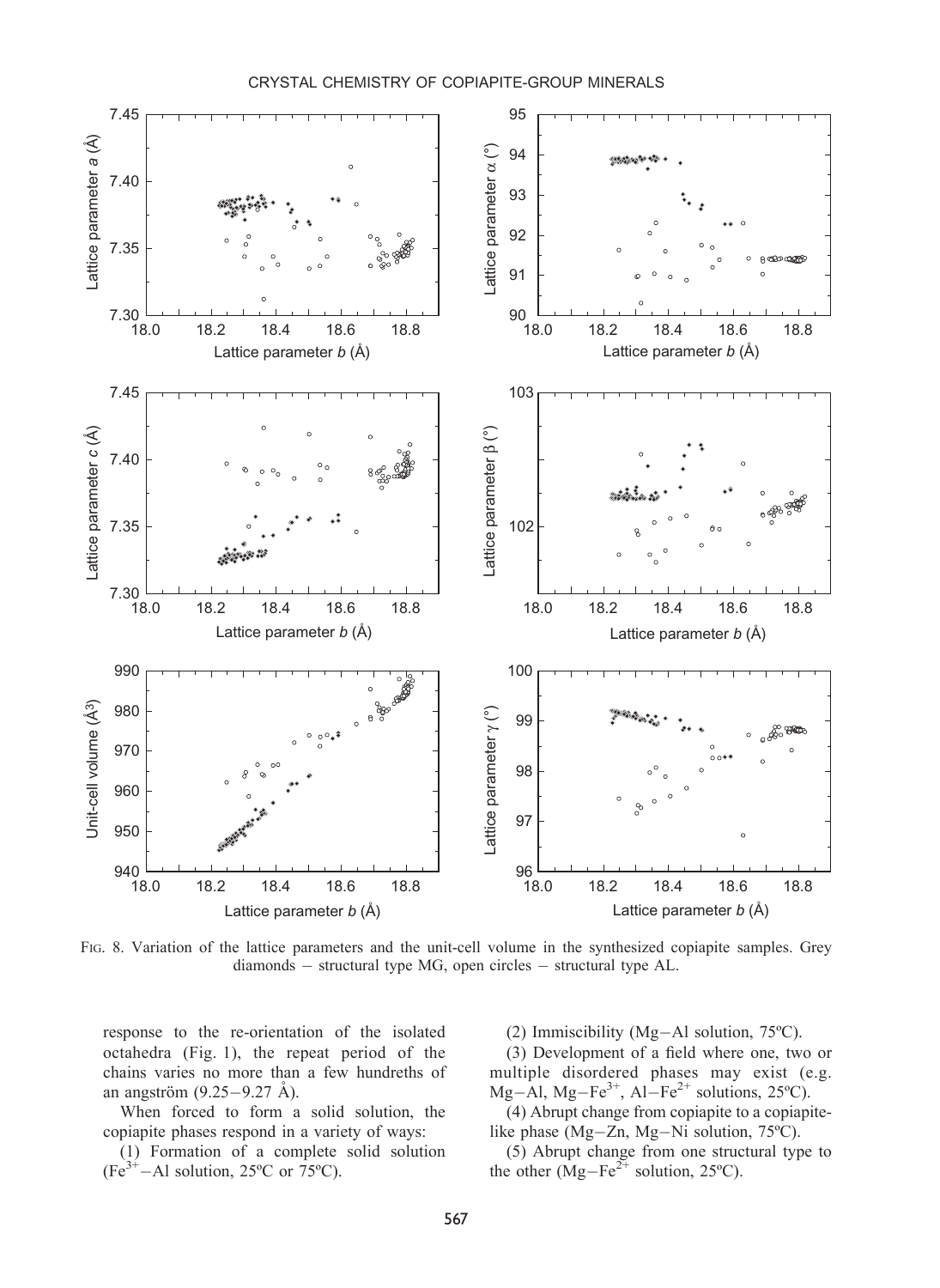FIG. 8. Variation of the lattice parameters and the unit-cell volume in the synthesized copiapite samples. Grey diamonds – structural type MG, open circles – structural type AL.

response to the re-orientation of the isolated octahedra (Fig. 1), the repeat period of the chains varies no more than a few hundreths of an angström (9.25–9.27 Å).

When forced to form a solid solution, the copiapite phases respond in a variety of ways:

(1) Formation of a complete solid solution ($Fe^{3+}$–Al solution, 25ºC or 75ºC).

(2) Immiscibility (Mg–Al solution, 75ºC).

(3) Development of a field where one, two or multiple disordered phases may exist (e.g. Mg–Al, Mg–$Fe^{3+}$, Al–$Fe^{2+}$ solutions, 25ºC).

(4) Abrupt change from copiapite to a copiapite-like phase (Mg–Zn, Mg–Ni solution, 75ºC).

(5) Abrupt change from one structural type to the other (Mg–$Fe^{2+}$ solution, 25ºC).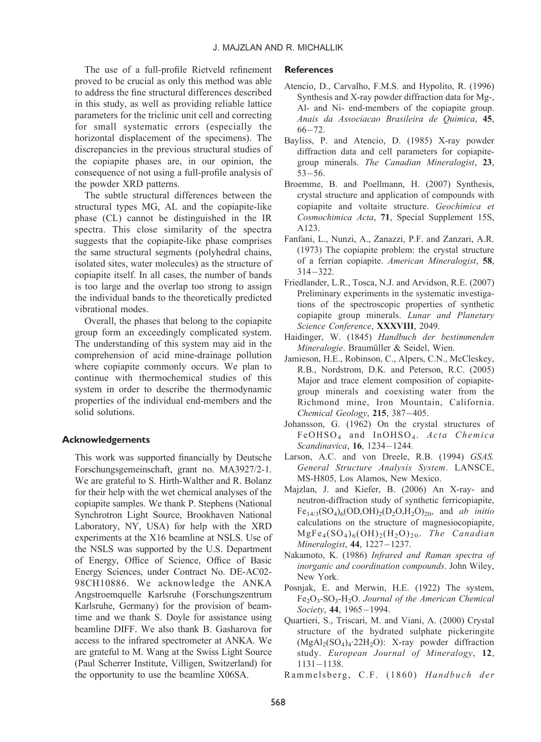The use of a full-profile Rietveld refinement proved to be crucial as only this method was able to address the fine structural differences described in this study, as well as providing reliable lattice parameters for the triclinic unit cell and correcting for small systematic errors (especially the horizontal displacement of the specimens). The discrepancies in the previous structural studies of the copiapite phases are, in our opinion, the consequence of not using a full-profile analysis of the powder XRD patterns.

The subtle structural differences between the structural types MG, AL and the copiapite-like phase (CL) cannot be distinguished in the IR spectra. This close similarity of the spectra suggests that the copiapite-like phase comprises the same structural segments (polyhedral chains, isolated sites, water molecules) as the structure of copiapite itself. In all cases, the number of bands is too large and the overlap too strong to assign the individual bands to the theoretically predicted vibrational modes.

Overall, the phases that belong to the copiapite group form an exceedingly complicated system. The understanding of this system may aid in the comprehension of acid mine-drainage pollution where copiapite commonly occurs. We plan to continue with thermochemical studies of this system in order to describe the thermodynamic properties of the individual end-members and the solid solutions.

## Acknowledgements

This work was supported financially by Deutsche Forschungsgemeinschaft, grant no. MA3927/2-1. We are grateful to S. Hirth-Walther and R. Bolanz for their help with the wet chemical analyses of the copiapite samples. We thank P. Stephens (National Synchrotron Light Source, Brookhaven National Laboratory, NY, USA) for help with the XRD experiments at the X16 beamline at NSLS. Use of the NSLS was supported by the U.S. Department of Energy, Office of Science, Office of Basic Energy Sciences, under Contract No. DE-AC02-98CH10886. We acknowledge the ANKA Angstroemquelle Karlsruhe (Forschungszentrum Karlsruhe, Germany) for the provision of beamtime and we thank S. Doyle for assistance using beamline DIFF. We also thank B. Gasharova for access to the infrared spectrometer at ANKA. We are grateful to M. Wang at the Swiss Light Source (Paul Scherrer Institute, Villigen, Switzerland) for the opportunity to use the beamline X06SA.

## References

Atencio, D., Carvalho, F.M.S. and Hypolito, R. (1996) Synthesis and X-ray powder diffraction data for Mg-, Al- and Ni- end-members of the copiapite group. *Anais da Associacao Brasileira de Quimica*, **45**, 66–72.

Bayliss, P. and Atencio, D. (1985) X-ray powder diffraction data and cell parameters for copiapite-group minerals. *The Canadian Mineralogist*, **23**, 53–56.

Broemme, B. and Poellmann, H. (2007) Synthesis, crystal structure and application of compounds with copiapite and voltaite structure. *Geochimica et Cosmochimica Acta*, **71**, Special Supplement 15S, A123.

Fanfani, L., Nunzi, A., Zanazzi, P.F. and Zanzari, A.R. (1973) The copiapite problem: the crystal structure of a ferrian copiapite. *American Mineralogist*, **58**, 314–322.

Friedlander, L.R., Tosca, N.J. and Arvidson, R.E. (2007) Preliminary experiments in the systematic investigations of the spectroscopic properties of synthetic copiapite group minerals. *Lunar and Planetary Science Conference*, **XXXVIII**, 2049.

Haidinger, W. (1845) *Handbuch der bestimmenden Mineralogie*. Braumüller & Seidel, Wien.

Jamieson, H.E., Robinson, C., Alpers, C.N., McCleskey, R.B., Nordstrom, D.K. and Peterson, R.C. (2005) Major and trace element composition of copiapite-group minerals and coexisting water from the Richmond mine, Iron Mountain, California. *Chemical Geology*, **215**, 387–405.

Johansson, G. (1962) On the crystal structures of $FeOHSO_4$ and $InOHSO_4$. *Acta Chemica Scandinavica*, **16**, 1234–1244.

Larson, A.C. and von Dreele, R.B. (1994) *GSAS. General Structure Analysis System*. LANSCE, MS-H805, Los Alamos, New Mexico.

Majzlan, J. and Kiefer, B. (2006) An X-ray- and neutron-diffraction study of synthetic ferricopiapite, $Fe_{14/3}(SO_4)_6(OD,OH)_2(D_2O,H_2O)_{20}$, and *ab initio* calculations on the structure of magnesiocopiapite, $MgFe_4(SO_4)_6(OH)_2(H_2O)_{20}$. *The Canadian Mineralogist*, **44**, 1227–1237.

Nakamoto, K. (1986) *Infrared and Raman spectra of inorganic and coordination compounds*. John Wiley, New York.

Posnjak, E. and Merwin, H.E. (1922) The system, $Fe_2O_3$-$SO_3$-$H_2O$. *Journal of the American Chemical Society*, **44**, 1965–1994.

Quartieri, S., Triscari, M. and Viani, A. (2000) Crystal structure of the hydrated sulphate pickeringite ($MgAl_2(SO_4)_4{\cdot}22H_2O$): X-ray powder diffraction study. *European Journal of Mineralogy*, **12**, 1131–1138.

Rammelsberg, C.F. (1860) *Handbuch der*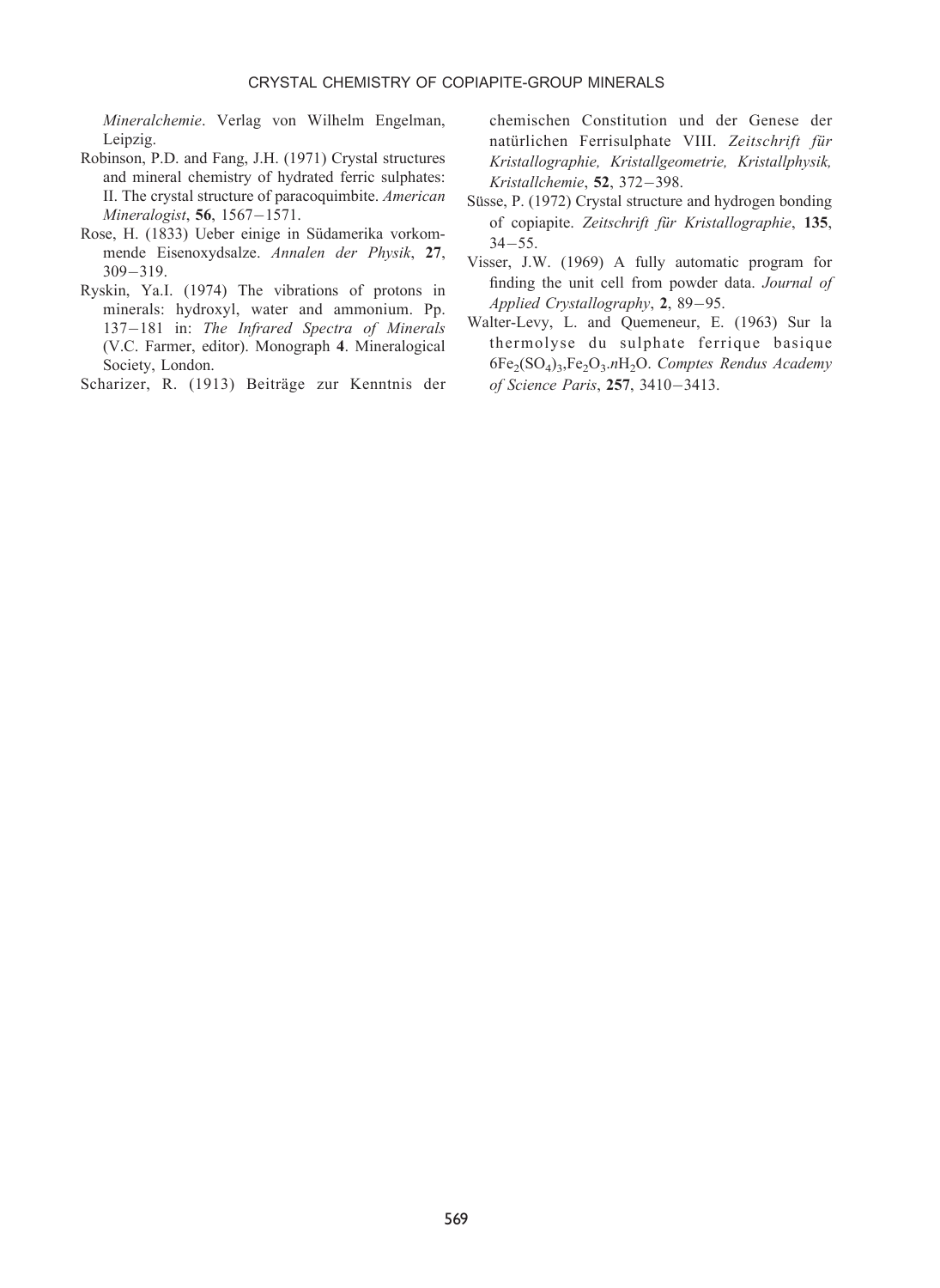*Mineralchemie*. Verlag von Wilhelm Engelman, Leipzig.

Robinson, P.D. and Fang, J.H. (1971) Crystal structures and mineral chemistry of hydrated ferric sulphates: II. The crystal structure of paracoquimbite. *American Mineralogist*, **56**, 1567−1571.

Rose, H. (1833) Ueber einige in Südamerika vorkommende Eisenoxydsalze. *Annalen der Physik*, **27**, 309−319.

Ryskin, Ya.I. (1974) The vibrations of protons in minerals: hydroxyl, water and ammonium. Pp. 137−181 in: *The Infrared Spectra of Minerals* (V.C. Farmer, editor). Monograph **4**. Mineralogical Society, London.

Scharizer, R. (1913) Beiträge zur Kenntnis der chemischen Constitution und der Genese der natürlichen Ferrisulphate VIII. *Zeitschrift für Kristallographie, Kristallgeometrie, Kristallphysik, Kristallchemie*, **52**, 372−398.

Süsse, P. (1972) Crystal structure and hydrogen bonding of copiapite. *Zeitschrift für Kristallographie*, **135**, 34−55.

Visser, J.W. (1969) A fully automatic program for finding the unit cell from powder data. *Journal of Applied Crystallography*, **2**, 89−95.

Walter-Levy, L. and Quemeneur, E. (1963) Sur la thermolyse du sulphate ferrique basique $6Fe_2(SO_4)_3$,$Fe_2O_3$.$n$$H_2O$. *Comptes Rendus Academy of Science Paris*, **257**, 3410−3413.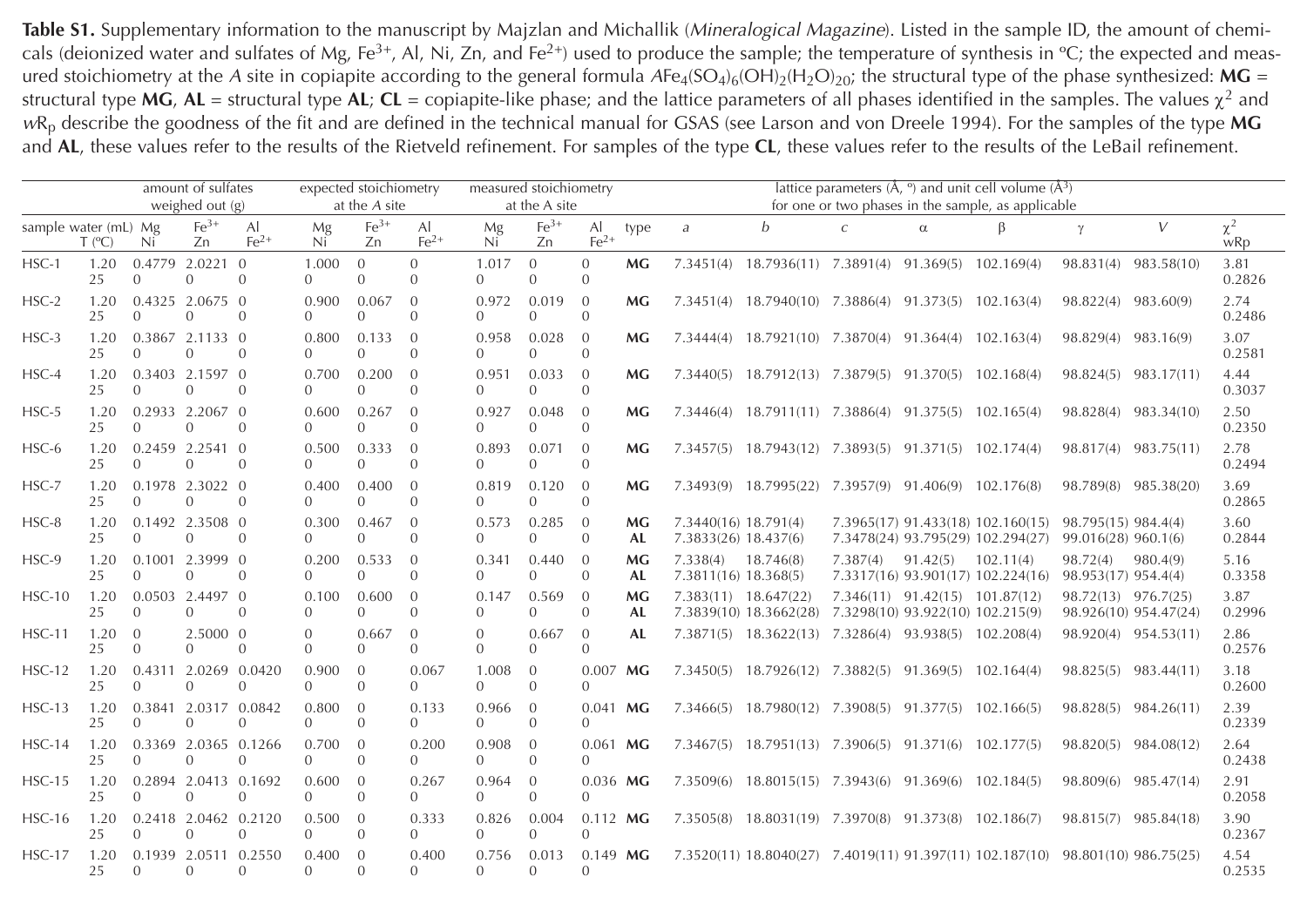**Table S1.** Supplementary information to the manuscript by Majzlan and Michallik (*Mineralogical Magazine*). Listed in the sample ID, the amount of chemicals (deionized water and sulfates of Mg, $Fe^{3+}$, Al, Ni, Zn, and $Fe^{2+}$) used to produce the sample; the temperature of synthesis in ºC; the expected and measured stoichiometry at the *A* site in copiapite according to the general formula $AFe_4(SO_4)_6(OH)_2(H_2O)_{20}$; the structural type of the phase synthesized: **MG** = structural type **MG**, **AL** = structural type **AL**; **CL** = copiapite-like phase; and the lattice parameters of all phases identified in the samples. The values $\chi^2$ and $wR_p$ describe the goodness of the fit and are defined in the technical manual for GSAS (see Larson and von Dreele 1994). For the samples of the type **MG** and **AL**, these values refer to the results of the Rietveld refinement. For samples of the type **CL**, these values refer to the results of the LeBail refinement.

| sample | water (mL) / T (ºC) | amount of sulfates weighed out (g) Mg / Ni | $Fe^{3+}$ / Zn | Al / $Fe^{2+}$ | expected stoichiometry at the *A* site Mg / Ni | $Fe^{3+}$ / Zn | Al / $Fe^{2+}$ | measured stoichiometry at the A site Mg / Ni | $Fe^{3+}$ / Zn | Al / $Fe^{2+}$ | type | *a* | *b* | *c* | α | β | γ | *V* | $\chi^2$ / $wR_p$ |
|---|---|---|---|---|---|---|---|---|---|---|---|---|---|---|---|---|---|---|---|
| HSC-1 | 1.20 / 25 | 0.4779 / 0 | 2.0221 / 0 | 0 / 0 | 1.000 / 0 | 0 / 0 | 0 / 0 | 1.017 / 0 | 0 / 0 | 0 / 0 | **MG** | 7.3451(4) | 18.7936(11) | 7.3891(4) | 91.369(5) | 102.169(4) | 98.831(4) | 983.58(10) | 3.81 / 0.2826 |
| HSC-2 | 1.20 / 25 | 0.4325 / 0 | 2.0675 / 0 | 0 / 0 | 0.900 / 0 | 0.067 / 0 | 0 / 0 | 0.972 / 0 | 0.019 / 0 | 0 / 0 | **MG** | 7.3451(4) | 18.7940(10) | 7.3886(4) | 91.373(5) | 102.163(4) | 98.822(4) | 983.60(9) | 2.74 / 0.2486 |
| HSC-3 | 1.20 / 25 | 0.3867 / 0 | 2.1133 / 0 | 0 / 0 | 0.800 / 0 | 0.133 / 0 | 0 / 0 | 0.958 / 0 | 0.028 / 0 | 0 / 0 | **MG** | 7.3444(4) | 18.7921(10) | 7.3870(4) | 91.364(4) | 102.163(4) | 98.829(4) | 983.16(9) | 3.07 / 0.2581 |
| HSC-4 | 1.20 / 25 | 0.3403 / 0 | 2.1597 / 0 | 0 / 0 | 0.700 / 0 | 0.200 / 0 | 0 / 0 | 0.951 / 0 | 0.033 / 0 | 0 / 0 | **MG** | 7.3440(5) | 18.7912(13) | 7.3879(5) | 91.370(5) | 102.168(4) | 98.824(5) | 983.17(11) | 4.44 / 0.3037 |
| HSC-5 | 1.20 / 25 | 0.2933 / 0 | 2.2067 / 0 | 0 / 0 | 0.600 / 0 | 0.267 / 0 | 0 / 0 | 0.927 / 0 | 0.048 / 0 | 0 / 0 | **MG** | 7.3446(4) | 18.7911(11) | 7.3886(4) | 91.375(5) | 102.165(4) | 98.828(4) | 983.34(10) | 2.50 / 0.2350 |
| HSC-6 | 1.20 / 25 | 0.2459 / 0 | 2.2541 / 0 | 0 / 0 | 0.500 / 0 | 0.333 / 0 | 0 / 0 | 0.893 / 0 | 0.071 / 0 | 0 / 0 | **MG** | 7.3457(5) | 18.7943(12) | 7.3893(5) | 91.371(5) | 102.174(4) | 98.817(4) | 983.75(11) | 2.78 / 0.2494 |
| HSC-7 | 1.20 / 25 | 0.1978 / 0 | 2.3022 / 0 | 0 / 0 | 0.400 / 0 | 0.400 / 0 | 0 / 0 | 0.819 / 0 | 0.120 / 0 | 0 / 0 | **MG** | 7.3493(9) | 18.7995(22) | 7.3957(9) | 91.406(9) | 102.176(8) | 98.789(8) | 985.38(20) | 3.69 / 0.2865 |
| HSC-8 | 1.20 / 25 | 0.1492 / 0 | 2.3508 / 0 | 0 / 0 | 0.300 / 0 | 0.467 / 0 | 0 / 0 | 0.573 / 0 | 0.285 / 0 | 0 / 0 | **MG** / **AL** | 7.3440(16) / 7.3833(26) | 18.791(4) / 18.437(6) | 7.3965(17) / 7.3478(24) | 91.433(18) / 93.795(29) | 102.160(15) / 102.294(27) | 98.795(15) / 99.016(28) | 984.4(4) / 960.1(6) | 3.60 / 0.2844 |
| HSC-9 | 1.20 / 25 | 0.1001 / 0 | 2.3999 / 0 | 0 / 0 | 0.200 / 0 | 0.533 / 0 | 0 / 0 | 0.341 / 0 | 0.440 / 0 | 0 / 0 | **MG** / **AL** | 7.338(4) / 7.3811(16) | 18.746(8) / 18.368(5) | 7.387(4) / 7.3317(16) | 91.42(5) / 93.901(17) | 102.11(4) / 102.224(16) | 98.72(4) / 98.953(17) | 980.4(9) / 954.4(4) | 5.16 / 0.3358 |
| HSC-10 | 1.20 / 25 | 0.0503 / 0 | 2.4497 / 0 | 0 / 0 | 0.100 / 0 | 0.600 / 0 | 0 / 0 | 0.147 / 0 | 0.569 / 0 | 0 / 0 | **MG** / **AL** | 7.383(11) / 7.3839(10) | 18.647(22) / 18.3662(28) | 7.346(11) / 7.3298(10) | 91.42(15) / 93.922(10) | 101.87(12) / 102.215(9) | 98.72(13) / 98.926(10) | 976.7(25) / 954.47(24) | 3.87 / 0.2996 |
| HSC-11 | 1.20 / 25 | 0 / 0 | 2.5000 / 0 | 0 / 0 | 0 / 0 | 0.667 / 0 | 0 / 0 | 0 / 0 | 0.667 / 0 | 0 / 0 | **AL** | 7.3871(5) | 18.3622(13) | 7.3286(4) | 93.938(5) | 102.208(4) | 98.920(4) | 954.53(11) | 2.86 / 0.2576 |
| HSC-12 | 1.20 / 25 | 0.4311 / 0 | 2.0269 / 0 | 0.0420 / 0 | 0.900 / 0 | 0 / 0 | 0.067 / 0 | 1.008 / 0 | 0 / 0 | 0.007 / 0 | **MG** | 7.3450(5) | 18.7926(12) | 7.3882(5) | 91.369(5) | 102.164(4) | 98.825(5) | 983.44(11) | 3.18 / 0.2600 |
| HSC-13 | 1.20 / 25 | 0.3841 / 0 | 2.0317 / 0 | 0.0842 / 0 | 0.800 / 0 | 0 / 0 | 0.133 / 0 | 0.966 / 0 | 0 / 0 | 0.041 / 0 | **MG** | 7.3466(5) | 18.7980(12) | 7.3908(5) | 91.377(5) | 102.166(5) | 98.828(5) | 984.26(11) | 2.39 / 0.2339 |
| HSC-14 | 1.20 / 25 | 0.3369 / 0 | 2.0365 / 0 | 0.1266 / 0 | 0.700 / 0 | 0 / 0 | 0.200 / 0 | 0.908 / 0 | 0 / 0 | 0.061 / 0 | **MG** | 7.3467(5) | 18.7951(13) | 7.3906(5) | 91.371(6) | 102.177(5) | 98.820(5) | 984.08(12) | 2.64 / 0.2438 |
| HSC-15 | 1.20 / 25 | 0.2894 / 0 | 2.0413 / 0 | 0.1692 / 0 | 0.600 / 0 | 0 / 0 | 0.267 / 0 | 0.964 / 0 | 0 / 0 | 0.036 / 0 | **MG** | 7.3509(6) | 18.8015(15) | 7.3943(6) | 91.369(6) | 102.184(5) | 98.809(6) | 985.47(14) | 2.91 / 0.2058 |
| HSC-16 | 1.20 / 25 | 0.2418 / 0 | 2.0462 / 0 | 0.2120 / 0 | 0.500 / 0 | 0 / 0 | 0.333 / 0 | 0.826 / 0 | 0.004 / 0 | 0.112 / 0 | **MG** | 7.3505(8) | 18.8031(19) | 7.3970(8) | 91.373(8) | 102.186(7) | 98.815(7) | 985.84(18) | 3.90 / 0.2367 |
| HSC-17 | 1.20 / 25 | 0.1939 / 0 | 2.0511 / 0 | 0.2550 / 0 | 0.400 / 0 | 0 / 0 | 0.400 / 0 | 0.756 / 0 | 0.013 / 0 | 0.149 / 0 | **MG** | 7.3520(11) | 18.8040(27) | 7.4019(11) | 91.397(11) | 102.187(10) | 98.801(10) | 986.75(25) | 4.54 / 0.2535 |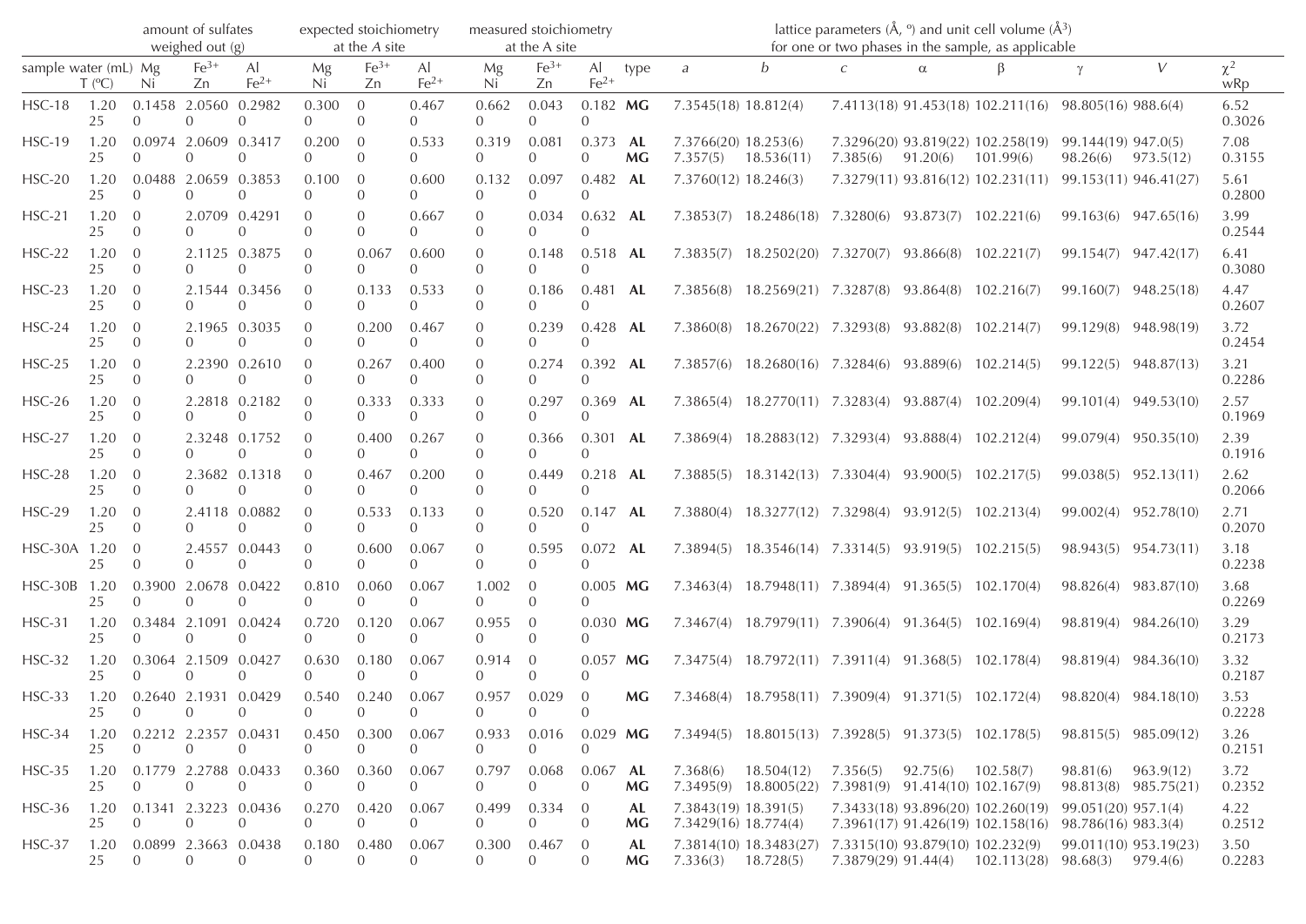| sample | water (mL) / T (ºC) | amount of sulfates weighed out (g) Mg / Ni | $Fe^{3+}$ / Zn | Al / $Fe^{2+}$ | expected stoichiometry at the *A* site Mg / Ni | $Fe^{3+}$ / Zn | Al / $Fe^{2+}$ | measured stoichiometry at the A site Mg / Ni | $Fe^{3+}$ / Zn | Al / $Fe^{2+}$ | type | *a* | *b* | *c* | α | β | γ | *V* | $\chi^2$ / wRp |
|---|---|---|---|---|---|---|---|---|---|---|---|---|---|---|---|---|---|---|---|
| HSC-18 | 1.20 / 25 | 0.1458 / 0 | 2.0560 / 0 | 0.2982 / 0 | 0.300 / 0 | 0 / 0 | 0.467 / 0 | 0.662 / 0 | 0.043 / 0 | 0.182 / 0 | **MG** | 7.3545(18) | 18.812(4) | 7.4113(18) | 91.453(18) | 102.211(16) | 98.805(16) | 988.6(4) | 6.52 / 0.3026 |
| HSC-19 | 1.20 / 25 | 0.0974 / 0 | 2.0609 / 0 | 0.3417 / 0 | 0.200 / 0 | 0 / 0 | 0.533 / 0 | 0.319 / 0 | 0.081 / 0 | 0.373 / 0 | **AL** / **MG** | 7.3766(20) / 7.357(5) | 18.253(6) / 18.536(11) | 7.3296(20) / 7.385(6) | 93.819(22) / 91.20(6) | 102.258(19) / 101.99(6) | 99.144(19) / 98.26(6) | 947.0(5) / 973.5(12) | 7.08 / 0.3155 |
| HSC-20 | 1.20 / 25 | 0.0488 / 0 | 2.0659 / 0 | 0.3853 / 0 | 0.100 / 0 | 0 / 0 | 0.600 / 0 | 0.132 / 0 | 0.097 / 0 | 0.482 / 0 | **AL** | 7.3760(12) | 18.246(3) | 7.3279(11) | 93.816(12) | 102.231(11) | 99.153(11) | 946.41(27) | 5.61 / 0.2800 |
| HSC-21 | 1.20 / 25 | 0 / 0 | 2.0709 / 0 | 0.4291 / 0 | 0 / 0 | 0 / 0 | 0.667 / 0 | 0 / 0 | 0.034 / 0 | 0.632 / 0 | **AL** | 7.3853(7) | 18.2486(18) | 7.3280(6) | 93.873(7) | 102.221(6) | 99.163(6) | 947.65(16) | 3.99 / 0.2544 |
| HSC-22 | 1.20 / 25 | 0 / 0 | 2.1125 / 0 | 0.3875 / 0 | 0 / 0 | 0.067 / 0 | 0.600 / 0 | 0 / 0 | 0.148 / 0 | 0.518 / 0 | **AL** | 7.3835(7) | 18.2502(20) | 7.3270(7) | 93.866(8) | 102.221(7) | 99.154(7) | 947.42(17) | 6.41 / 0.3080 |
| HSC-23 | 1.20 / 25 | 0 / 0 | 2.1544 / 0 | 0.3456 / 0 | 0 / 0 | 0.133 / 0 | 0.533 / 0 | 0 / 0 | 0.186 / 0 | 0.481 / 0 | **AL** | 7.3856(8) | 18.2569(21) | 7.3287(8) | 93.864(8) | 102.216(7) | 99.160(7) | 948.25(18) | 4.47 / 0.2607 |
| HSC-24 | 1.20 / 25 | 0 / 0 | 2.1965 / 0 | 0.3035 / 0 | 0 / 0 | 0.200 / 0 | 0.467 / 0 | 0 / 0 | 0.239 / 0 | 0.428 / 0 | **AL** | 7.3860(8) | 18.2670(22) | 7.3293(8) | 93.882(8) | 102.214(7) | 99.129(8) | 948.98(19) | 3.72 / 0.2454 |
| HSC-25 | 1.20 / 25 | 0 / 0 | 2.2390 / 0 | 0.2610 / 0 | 0 / 0 | 0.267 / 0 | 0.400 / 0 | 0 / 0 | 0.274 / 0 | 0.392 / 0 | **AL** | 7.3857(6) | 18.2680(16) | 7.3284(6) | 93.889(6) | 102.214(5) | 99.122(5) | 948.87(13) | 3.21 / 0.2286 |
| HSC-26 | 1.20 / 25 | 0 / 0 | 2.2818 / 0 | 0.2182 / 0 | 0 / 0 | 0.333 / 0 | 0.333 / 0 | 0 / 0 | 0.297 / 0 | 0.369 / 0 | **AL** | 7.3865(4) | 18.2770(11) | 7.3283(4) | 93.887(4) | 102.209(4) | 99.101(4) | 949.53(10) | 2.57 / 0.1969 |
| HSC-27 | 1.20 / 25 | 0 / 0 | 2.3248 / 0 | 0.1752 / 0 | 0 / 0 | 0.400 / 0 | 0.267 / 0 | 0 / 0 | 0.366 / 0 | 0.301 / 0 | **AL** | 7.3869(4) | 18.2883(12) | 7.3293(4) | 93.888(4) | 102.212(4) | 99.079(4) | 950.35(10) | 2.39 / 0.1916 |
| HSC-28 | 1.20 / 25 | 0 / 0 | 2.3682 / 0 | 0.1318 / 0 | 0 / 0 | 0.467 / 0 | 0.200 / 0 | 0 / 0 | 0.449 / 0 | 0.218 / 0 | **AL** | 7.3885(5) | 18.3142(13) | 7.3304(4) | 93.900(5) | 102.217(5) | 99.038(5) | 952.13(11) | 2.62 / 0.2066 |
| HSC-29 | 1.20 / 25 | 0 / 0 | 2.4118 / 0 | 0.0882 / 0 | 0 / 0 | 0.533 / 0 | 0.133 / 0 | 0 / 0 | 0.520 / 0 | 0.147 / 0 | **AL** | 7.3880(4) | 18.3277(12) | 7.3298(4) | 93.912(5) | 102.213(4) | 99.002(4) | 952.78(10) | 2.71 / 0.2070 |
| HSC-30A | 1.20 / 25 | 0 / 0 | 2.4557 / 0 | 0.0443 / 0 | 0 / 0 | 0.600 / 0 | 0.067 / 0 | 0 / 0 | 0.595 / 0 | 0.072 / 0 | **AL** | 7.3894(5) | 18.3546(14) | 7.3314(5) | 93.919(5) | 102.215(5) | 98.943(5) | 954.73(11) | 3.18 / 0.2238 |
| HSC-30B | 1.20 / 25 | 0.3900 / 0 | 2.0678 / 0 | 0.0422 / 0 | 0.810 / 0 | 0.060 / 0 | 0.067 / 0 | 1.002 / 0 | 0 / 0 | 0.005 / 0 | **MG** | 7.3463(4) | 18.7948(11) | 7.3894(4) | 91.365(5) | 102.170(4) | 98.826(4) | 983.87(10) | 3.68 / 0.2269 |
| HSC-31 | 1.20 / 25 | 0.3484 / 0 | 2.1091 / 0 | 0.0424 / 0 | 0.720 / 0 | 0.120 / 0 | 0.067 / 0 | 0.955 / 0 | 0 / 0 | 0.030 / 0 | **MG** | 7.3467(4) | 18.7979(11) | 7.3906(4) | 91.364(5) | 102.169(4) | 98.819(4) | 984.26(10) | 3.29 / 0.2173 |
| HSC-32 | 1.20 / 25 | 0.3064 / 0 | 2.1509 / 0 | 0.0427 / 0 | 0.630 / 0 | 0.180 / 0 | 0.067 / 0 | 0.914 / 0 | 0 / 0 | 0.057 / 0 | **MG** | 7.3475(4) | 18.7972(11) | 7.3911(4) | 91.368(5) | 102.178(4) | 98.819(4) | 984.36(10) | 3.32 / 0.2187 |
| HSC-33 | 1.20 / 25 | 0.2640 / 0 | 2.1931 / 0 | 0.0429 / 0 | 0.540 / 0 | 0.240 / 0 | 0.067 / 0 | 0.957 / 0 | 0.029 / 0 | 0 / 0 | **MG** | 7.3468(4) | 18.7958(11) | 7.3909(4) | 91.371(5) | 102.172(4) | 98.820(4) | 984.18(10) | 3.53 / 0.2228 |
| HSC-34 | 1.20 / 25 | 0.2212 / 0 | 2.2357 / 0 | 0.0431 / 0 | 0.450 / 0 | 0.300 / 0 | 0.067 / 0 | 0.933 / 0 | 0.016 / 0 | 0.029 / 0 | **MG** | 7.3494(5) | 18.8015(13) | 7.3928(5) | 91.373(5) | 102.178(5) | 98.815(5) | 985.09(12) | 3.26 / 0.2151 |
| HSC-35 | 1.20 / 25 | 0.1779 / 0 | 2.2788 / 0 | 0.0433 / 0 | 0.360 / 0 | 0.360 / 0 | 0.067 / 0 | 0.797 / 0 | 0.068 / 0 | 0.067 / 0 | **AL** / **MG** | 7.368(6) / 7.3495(9) | 18.504(12) / 18.8005(22) | 7.356(5) / 7.3981(9) | 92.75(6) / 91.414(10) | 102.58(7) / 102.167(9) | 98.81(6) / 98.813(8) | 963.9(12) / 985.75(21) | 3.72 / 0.2352 |
| HSC-36 | 1.20 / 25 | 0.1341 / 0 | 2.3223 / 0 | 0.0436 / 0 | 0.270 / 0 | 0.420 / 0 | 0.067 / 0 | 0.499 / 0 | 0.334 / 0 | 0 / 0 | **AL** / **MG** | 7.3843(19) / 7.3429(16) | 18.391(5) / 18.774(4) | 7.3433(18) / 7.3961(17) | 93.896(20) / 91.426(19) | 102.260(19) / 102.158(16) | 99.051(20) / 98.786(16) | 957.1(4) / 983.3(4) | 4.22 / 0.2512 |
| HSC-37 | 1.20 / 25 | 0.0899 / 0 | 2.3663 / 0 | 0.0438 / 0 | 0.180 / 0 | 0.480 / 0 | 0.067 / 0 | 0.300 / 0 | 0.467 / 0 | 0 / 0 | **AL** / **MG** | 7.3814(10) / 7.336(3) | 18.3483(27) / 18.728(5) | 7.3315(10) / 7.3879(29) | 93.879(10) / 91.44(4) | 102.232(9) / 102.113(28) | 99.011(10) / 98.68(3) | 953.19(23) / 979.4(6) | 3.50 / 0.2283 |

Lattice parameters (Å, º) and unit cell volume (Å$^3$) for one or two phases in the sample, as applicable.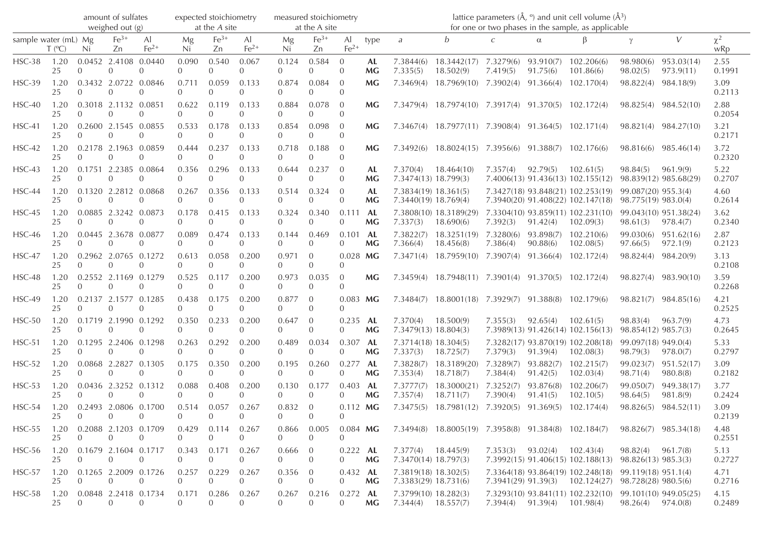| | | amount of sulfates weighed out (g) | | | expected stoichiometry at the *A* site | | | measured stoichiometry at the A site | | | | lattice parameters (Å, °) and unit cell volume (Å$^3$) for one or two phases in the sample, as applicable | | | | | | | |
|---|---|---|---|---|---|---|---|---|---|---|---|---|---|---|---|---|---|---|---|
| sample | water (mL) | Mg | $Fe^{3+}$ | Al | Mg | $Fe^{3+}$ | Al | Mg | $Fe^{3+}$ | Al | type | *a* | *b* | *c* | α | β | γ | *V* | $\chi^2$ |
| | T (ºC) | Ni | Zn | $Fe^{2+}$ | Ni | Zn | $Fe^{2+}$ | Ni | Zn | $Fe^{2+}$ | | | | | | | | | wRp |
| HSC-38 | 1.20 | 0.0452 | 2.4108 | 0.0440 | 0.090 | 0.540 | 0.067 | 0.124 | 0.584 | 0 | **AL** | 7.3844(6) | 18.3442(17) | 7.3279(6) | 93.910(7) | 102.206(6) | 98.980(6) | 953.03(14) | 2.55 |
| | 25 | 0 | 0 | 0 | 0 | 0 | 0 | 0 | 0 | 0 | **MG** | 7.335(5) | 18.502(9) | 7.419(5) | 91.75(6) | 101.86(6) | 98.02(5) | 973.9(11) | 0.1991 |
| HSC-39 | 1.20 | 0.3432 | 2.0722 | 0.0846 | 0.711 | 0.059 | 0.133 | 0.874 | 0.084 | 0 | **MG** | 7.3469(4) | 18.7969(10) | 7.3902(4) | 91.366(4) | 102.170(4) | 98.822(4) | 984.18(9) | 3.09 |
| | 25 | 0 | 0 | 0 | 0 | 0 | 0 | 0 | 0 | 0 | | | | | | | | | 0.2113 |
| HSC-40 | 1.20 | 0.3018 | 2.1132 | 0.0851 | 0.622 | 0.119 | 0.133 | 0.884 | 0.078 | 0 | **MG** | 7.3479(4) | 18.7974(10) | 7.3917(4) | 91.370(5) | 102.172(4) | 98.825(4) | 984.52(10) | 2.88 |
| | 25 | 0 | 0 | 0 | 0 | 0 | 0 | 0 | 0 | 0 | | | | | | | | | 0.2054 |
| HSC-41 | 1.20 | 0.2600 | 2.1545 | 0.0855 | 0.533 | 0.178 | 0.133 | 0.854 | 0.098 | 0 | **MG** | 7.3467(4) | 18.7977(11) | 7.3908(4) | 91.364(5) | 102.171(4) | 98.821(4) | 984.27(10) | 3.21 |
| | 25 | 0 | 0 | 0 | 0 | 0 | 0 | 0 | 0 | 0 | | | | | | | | | 0.2171 |
| HSC-42 | 1.20 | 0.2178 | 2.1963 | 0.0859 | 0.444 | 0.237 | 0.133 | 0.718 | 0.188 | 0 | **MG** | 7.3492(6) | 18.8024(15) | 7.3956(6) | 91.388(7) | 102.176(6) | 98.816(6) | 985.46(14) | 3.72 |
| | 25 | 0 | 0 | 0 | 0 | 0 | 0 | 0 | 0 | 0 | | | | | | | | | 0.2320 |
| HSC-43 | 1.20 | 0.1751 | 2.2385 | 0.0864 | 0.356 | 0.296 | 0.133 | 0.644 | 0.237 | 0 | **AL** | 7.370(4) | 18.464(10) | 7.357(4) | 92.79(5) | 102.61(5) | 98.84(5) | 961.9(9) | 5.22 |
| | 25 | 0 | 0 | 0 | 0 | 0 | 0 | 0 | 0 | 0 | **MG** | 7.3474(13) | 18.799(3) | 7.4006(13) | 91.436(13) | 102.155(12) | 98.839(12) | 985.68(29) | 0.2707 |
| HSC-44 | 1.20 | 0.1320 | 2.2812 | 0.0868 | 0.267 | 0.356 | 0.133 | 0.514 | 0.324 | 0 | **AL** | 7.3834(19) | 18.361(5) | 7.3427(18) | 93.848(21) | 102.253(19) | 99.087(20) | 955.3(4) | 4.60 |
| | 25 | 0 | 0 | 0 | 0 | 0 | 0 | 0 | 0 | 0 | **MG** | 7.3440(19) | 18.769(4) | 7.3940(20) | 91.408(22) | 102.147(18) | 98.775(19) | 983.0(4) | 0.2614 |
| HSC-45 | 1.20 | 0.0885 | 2.3242 | 0.0873 | 0.178 | 0.415 | 0.133 | 0.324 | 0.340 | 0.111 | **AL** | 7.3808(10) | 18.3189(29) | 7.3304(10) | 93.859(11) | 102.231(10) | 99.043(10) | 951.38(24) | 3.62 |
| | 25 | 0 | 0 | 0 | 0 | 0 | 0 | 0 | 0 | 0 | **MG** | 7.337(3) | 18.690(6) | 7.392(3) | 91.42(4) | 102.09(3) | 98.61(3) | 978.4(7) | 0.2340 |
| HSC-46 | 1.20 | 0.0445 | 2.3678 | 0.0877 | 0.089 | 0.474 | 0.133 | 0.144 | 0.469 | 0.101 | **AL** | 7.3822(7) | 18.3251(19) | 7.3280(6) | 93.898(7) | 102.210(6) | 99.030(6) | 951.62(16) | 2.87 |
| | 25 | 0 | 0 | 0 | 0 | 0 | 0 | 0 | 0 | 0 | **MG** | 7.366(4) | 18.456(8) | 7.386(4) | 90.88(6) | 102.08(5) | 97.66(5) | 972.1(9) | 0.2123 |
| HSC-47 | 1.20 | 0.2962 | 2.0765 | 0.1272 | 0.613 | 0.058 | 0.200 | 0.971 | 0 | 0.028 | **MG** | 7.3471(4) | 18.7959(10) | 7.3907(4) | 91.366(4) | 102.172(4) | 98.824(4) | 984.20(9) | 3.13 |
| | 25 | 0 | 0 | 0 | 0 | 0 | 0 | 0 | 0 | 0 | | | | | | | | | 0.2108 |
| HSC-48 | 1.20 | 0.2552 | 2.1169 | 0.1279 | 0.525 | 0.117 | 0.200 | 0.973 | 0.035 | 0 | **MG** | 7.3459(4) | 18.7948(11) | 7.3901(4) | 91.370(5) | 102.172(4) | 98.827(4) | 983.90(10) | 3.59 |
| | 25 | 0 | 0 | 0 | 0 | 0 | 0 | 0 | 0 | 0 | | | | | | | | | 0.2268 |
| HSC-49 | 1.20 | 0.2137 | 2.1577 | 0.1285 | 0.438 | 0.175 | 0.200 | 0.877 | 0 | 0.083 | **MG** | 7.3484(7) | 18.8001(18) | 7.3929(7) | 91.388(8) | 102.179(6) | 98.821(7) | 984.85(16) | 4.21 |
| | 25 | 0 | 0 | 0 | 0 | 0 | 0 | 0 | 0 | 0 | | | | | | | | | 0.2525 |
| HSC-50 | 1.20 | 0.1719 | 2.1990 | 0.1292 | 0.350 | 0.233 | 0.200 | 0.647 | 0 | 0.235 | **AL** | 7.370(4) | 18.500(9) | 7.355(3) | 92.65(4) | 102.61(5) | 98.83(4) | 963.7(9) | 4.73 |
| | 25 | 0 | 0 | 0 | 0 | 0 | 0 | 0 | 0 | 0 | **MG** | 7.3479(13) | 18.804(3) | 7.3989(13) | 91.426(14) | 102.156(13) | 98.854(12) | 985.7(3) | 0.2645 |
| HSC-51 | 1.20 | 0.1295 | 2.2406 | 0.1298 | 0.263 | 0.292 | 0.200 | 0.489 | 0.034 | 0.307 | **AL** | 7.3714(18) | 18.304(5) | 7.3282(17) | 93.870(19) | 102.208(18) | 99.097(18) | 949.0(4) | 5.33 |
| | 25 | 0 | 0 | 0 | 0 | 0 | 0 | 0 | 0 | 0 | **MG** | 7.337(3) | 18.725(7) | 7.379(3) | 91.39(4) | 102.08(3) | 98.79(3) | 978.0(7) | 0.2797 |
| HSC-52 | 1.20 | 0.0868 | 2.2827 | 0.1305 | 0.175 | 0.350 | 0.200 | 0.195 | 0.260 | 0.277 | **AL** | 7.3828(7) | 18.3189(20) | 7.3289(7) | 93.882(7) | 102.215(7) | 99.023(7) | 951.52(17) | 3.09 |
| | 25 | 0 | 0 | 0 | 0 | 0 | 0 | 0 | 0 | 0 | **MG** | 7.353(4) | 18.718(7) | 7.384(4) | 91.42(5) | 102.03(4) | 98.71(4) | 980.8(8) | 0.2182 |
| HSC-53 | 1.20 | 0.0436 | 2.3252 | 0.1312 | 0.088 | 0.408 | 0.200 | 0.130 | 0.177 | 0.403 | **AL** | 7.3777(7) | 18.3000(21) | 7.3252(7) | 93.876(8) | 102.206(7) | 99.050(7) | 949.38(17) | 3.77 |
| | 25 | 0 | 0 | 0 | 0 | 0 | 0 | 0 | 0 | 0 | **MG** | 7.357(4) | 18.711(7) | 7.390(4) | 91.41(5) | 102.10(5) | 98.64(5) | 981.8(9) | 0.2424 |
| HSC-54 | 1.20 | 0.2493 | 2.0806 | 0.1700 | 0.514 | 0.057 | 0.267 | 0.832 | 0 | 0.112 | **MG** | 7.3475(5) | 18.7981(12) | 7.3920(5) | 91.369(5) | 102.174(4) | 98.826(5) | 984.52(11) | 3.09 |
| | 25 | 0 | 0 | 0 | 0 | 0 | 0 | 0 | 0 | 0 | | | | | | | | | 0.2139 |
| HSC-55 | 1.20 | 0.2088 | 2.1203 | 0.1709 | 0.429 | 0.114 | 0.267 | 0.866 | 0.005 | 0.084 | **MG** | 7.3494(8) | 18.8005(19) | 7.3958(8) | 91.384(8) | 102.184(7) | 98.826(7) | 985.34(18) | 4.48 |
| | 25 | 0 | 0 | 0 | 0 | 0 | 0 | 0 | 0 | 0 | | | | | | | | | 0.2551 |
| HSC-56 | 1.20 | 0.1679 | 2.1604 | 0.1717 | 0.343 | 0.171 | 0.267 | 0.666 | 0 | 0.222 | **AL** | 7.377(4) | 18.445(9) | 7.353(3) | 93.02(4) | 102.43(4) | 98.82(4) | 961.7(8) | 5.13 |
| | 25 | 0 | 0 | 0 | 0 | 0 | 0 | 0 | 0 | 0 | **MG** | 7.3470(14) | 18.797(3) | 7.3992(15) | 91.406(15) | 102.188(13) | 98.826(13) | 985.3(3) | 0.2727 |
| HSC-57 | 1.20 | 0.1265 | 2.2009 | 0.1726 | 0.257 | 0.229 | 0.267 | 0.356 | 0 | 0.432 | **AL** | 7.3819(18) | 18.302(5) | 7.3364(18) | 93.864(18) | 102.248(18) | 99.119(18) | 951.1(4) | 4.71 |
| | 25 | 0 | 0 | 0 | 0 | 0 | 0 | 0 | 0 | 0 | **MG** | 7.3383(29) | 18.731(6) | 7.3941(29) | 91.39(3) | 102.124(27) | 98.728(28) | 980.5(6) | 0.2716 |
| HSC-58 | 1.20 | 0.0848 | 2.2418 | 0.1734 | 0.171 | 0.286 | 0.267 | 0.267 | 0.216 | 0.272 | **AL** | 7.3799(10) | 18.282(3) | 7.3293(10) | 93.841(11) | 102.232(10) | 99.101(10) | 949.05(25) | 4.15 |
| | 25 | 0 | 0 | 0 | 0 | 0 | 0 | 0 | 0 | 0 | **MG** | 7.344(4) | 18.557(7) | 7.394(4) | 91.39(4) | 101.98(4) | 98.26(4) | 974.0(8) | 0.2489 |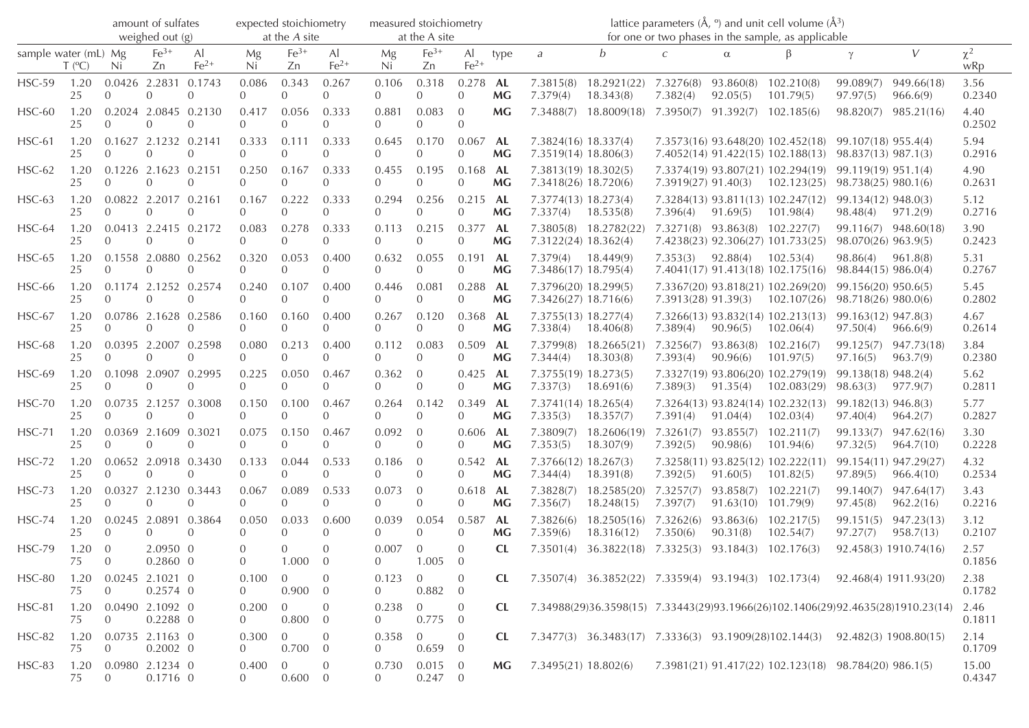| | | amount of sulfates weighed out (g) | | | expected stoichiometry at the *A* site | | | measured stoichiometry at the A site | | | | lattice parameters (Å, °) and unit cell volume (Å$^3$) for one or two phases in the sample, as applicable | | | | | | | |
|---|---|---|---|---|---|---|---|---|---|---|---|---|---|---|---|---|---|---|---|
| sample | water (mL) | Mg | $Fe^{3+}$ | Al | Mg | $Fe^{3+}$ | Al | Mg | $Fe^{3+}$ | Al | type | *a* | *b* | *c* | α | β | γ | *V* | $\chi^2$ |
| | T (ºC) | Ni | Zn | $Fe^{2+}$ | Ni | Zn | $Fe^{2+}$ | Ni | Zn | $Fe^{2+}$ | | | | | | | | | wRp |
| HSC-59 | 1.20 | 0.0426 | 2.2831 | 0.1743 | 0.086 | 0.343 | 0.267 | 0.106 | 0.318 | 0.278 | **AL** | 7.3815(8) | 18.2921(22) | 7.3276(8) | 93.860(8) | 102.210(8) | 99.089(7) | 949.66(18) | 3.56 |
| | 25 | 0 | 0 | 0 | 0 | 0 | 0 | 0 | 0 | 0 | **MG** | 7.379(4) | 18.343(8) | 7.382(4) | 92.05(5) | 101.79(5) | 97.97(5) | 966.6(9) | 0.2340 |
| HSC-60 | 1.20 | 0.2024 | 2.0845 | 0.2130 | 0.417 | 0.056 | 0.333 | 0.881 | 0.083 | 0 | **MG** | 7.3488(7) | 18.8009(18) | 7.3950(7) | 91.392(7) | 102.185(6) | 98.820(7) | 985.21(16) | 4.40 |
| | 25 | 0 | 0 | 0 | 0 | 0 | 0 | 0 | 0 | 0 | | | | | | | | | 0.2502 |
| HSC-61 | 1.20 | 0.1627 | 2.1232 | 0.2141 | 0.333 | 0.111 | 0.333 | 0.645 | 0.170 | 0.067 | **AL** | 7.3824(16) | 18.337(4) | 7.3573(16) | 93.648(20) | 102.452(18) | 99.107(18) | 955.4(4) | 5.94 |
| | 25 | 0 | 0 | 0 | 0 | 0 | 0 | 0 | 0 | 0 | **MG** | 7.3519(14) | 18.806(3) | 7.4052(14) | 91.422(15) | 102.188(13) | 98.837(13) | 987.1(3) | 0.2916 |
| HSC-62 | 1.20 | 0.1226 | 2.1623 | 0.2151 | 0.250 | 0.167 | 0.333 | 0.455 | 0.195 | 0.168 | **AL** | 7.3813(19) | 18.302(5) | 7.3374(19) | 93.807(21) | 102.294(19) | 99.119(19) | 951.1(4) | 4.90 |
| | 25 | 0 | 0 | 0 | 0 | 0 | 0 | 0 | 0 | 0 | **MG** | 7.3418(26) | 18.720(6) | 7.3919(27) | 91.40(3) | 102.123(25) | 98.738(25) | 980.1(6) | 0.2631 |
| HSC-63 | 1.20 | 0.0822 | 2.2017 | 0.2161 | 0.167 | 0.222 | 0.333 | 0.294 | 0.256 | 0.215 | **AL** | 7.3774(13) | 18.273(4) | 7.3284(13) | 93.811(13) | 102.247(12) | 99.134(12) | 948.0(3) | 5.12 |
| | 25 | 0 | 0 | 0 | 0 | 0 | 0 | 0 | 0 | 0 | **MG** | 7.337(4) | 18.535(8) | 7.396(4) | 91.69(5) | 101.98(4) | 98.48(4) | 971.2(9) | 0.2716 |
| HSC-64 | 1.20 | 0.0413 | 2.2415 | 0.2172 | 0.083 | 0.278 | 0.333 | 0.113 | 0.215 | 0.377 | **AL** | 7.3805(8) | 18.2782(22) | 7.3271(8) | 93.863(8) | 102.227(7) | 99.116(7) | 948.60(18) | 3.90 |
| | 25 | 0 | 0 | 0 | 0 | 0 | 0 | 0 | 0 | 0 | **MG** | 7.3122(24) | 18.362(4) | 7.4238(23) | 92.306(27) | 101.733(25) | 98.070(26) | 963.9(5) | 0.2423 |
| HSC-65 | 1.20 | 0.1558 | 2.0880 | 0.2562 | 0.320 | 0.053 | 0.400 | 0.632 | 0.055 | 0.191 | **AL** | 7.379(4) | 18.449(9) | 7.353(3) | 92.88(4) | 102.53(4) | 98.86(4) | 961.8(8) | 5.31 |
| | 25 | 0 | 0 | 0 | 0 | 0 | 0 | 0 | 0 | 0 | **MG** | 7.3486(17) | 18.795(4) | 7.4041(17) | 91.413(18) | 102.175(16) | 98.844(15) | 986.0(4) | 0.2767 |
| HSC-66 | 1.20 | 0.1174 | 2.1252 | 0.2574 | 0.240 | 0.107 | 0.400 | 0.446 | 0.081 | 0.288 | **AL** | 7.3796(20) | 18.299(5) | 7.3367(20) | 93.818(21) | 102.269(20) | 99.156(20) | 950.6(5) | 5.45 |
| | 25 | 0 | 0 | 0 | 0 | 0 | 0 | 0 | 0 | 0 | **MG** | 7.3426(27) | 18.716(6) | 7.3913(28) | 91.39(3) | 102.107(26) | 98.718(26) | 980.0(6) | 0.2802 |
| HSC-67 | 1.20 | 0.0786 | 2.1628 | 0.2586 | 0.160 | 0.160 | 0.400 | 0.267 | 0.120 | 0.368 | **AL** | 7.3755(13) | 18.277(4) | 7.3266(13) | 93.832(14) | 102.213(13) | 99.163(12) | 947.8(3) | 4.67 |
| | 25 | 0 | 0 | 0 | 0 | 0 | 0 | 0 | 0 | 0 | **MG** | 7.338(4) | 18.406(8) | 7.389(4) | 90.96(5) | 102.06(4) | 97.50(4) | 966.6(9) | 0.2614 |
| HSC-68 | 1.20 | 0.0395 | 2.2007 | 0.2598 | 0.080 | 0.213 | 0.400 | 0.112 | 0.083 | 0.509 | **AL** | 7.3799(8) | 18.2665(21) | 7.3256(7) | 93.863(8) | 102.216(7) | 99.125(7) | 947.73(18) | 3.84 |
| | 25 | 0 | 0 | 0 | 0 | 0 | 0 | 0 | 0 | 0 | **MG** | 7.344(4) | 18.303(8) | 7.393(4) | 90.96(6) | 101.97(5) | 97.16(5) | 963.7(9) | 0.2380 |
| HSC-69 | 1.20 | 0.1098 | 2.0907 | 0.2995 | 0.225 | 0.050 | 0.467 | 0.362 | 0 | 0.425 | **AL** | 7.3755(19) | 18.273(5) | 7.3327(19) | 93.806(20) | 102.279(19) | 99.138(18) | 948.2(4) | 5.62 |
| | 25 | 0 | 0 | 0 | 0 | 0 | 0 | 0 | 0 | 0 | **MG** | 7.337(3) | 18.691(6) | 7.389(3) | 91.35(4) | 102.083(29) | 98.63(3) | 977.9(7) | 0.2811 |
| HSC-70 | 1.20 | 0.0735 | 2.1257 | 0.3008 | 0.150 | 0.100 | 0.467 | 0.264 | 0.142 | 0.349 | **AL** | 7.3741(14) | 18.265(4) | 7.3264(13) | 93.824(14) | 102.232(13) | 99.182(13) | 946.8(3) | 5.77 |
| | 25 | 0 | 0 | 0 | 0 | 0 | 0 | 0 | 0 | 0 | **MG** | 7.335(3) | 18.357(7) | 7.391(4) | 91.04(4) | 102.03(4) | 97.40(4) | 964.2(7) | 0.2827 |
| HSC-71 | 1.20 | 0.0369 | 2.1609 | 0.3021 | 0.075 | 0.150 | 0.467 | 0.092 | 0 | 0.606 | **AL** | 7.3809(7) | 18.2606(19) | 7.3261(7) | 93.855(7) | 102.211(7) | 99.133(7) | 947.62(16) | 3.30 |
| | 25 | 0 | 0 | 0 | 0 | 0 | 0 | 0 | 0 | 0 | **MG** | 7.353(5) | 18.307(9) | 7.392(5) | 90.98(6) | 101.94(6) | 97.32(5) | 964.7(10) | 0.2228 |
| HSC-72 | 1.20 | 0.0652 | 2.0918 | 0.3430 | 0.133 | 0.044 | 0.533 | 0.186 | 0 | 0.542 | **AL** | 7.3766(12) | 18.267(3) | 7.3258(11) | 93.825(12) | 102.222(11) | 99.154(11) | 947.29(27) | 4.32 |
| | 25 | 0 | 0 | 0 | 0 | 0 | 0 | 0 | 0 | 0 | **MG** | 7.344(4) | 18.391(8) | 7.392(5) | 91.60(5) | 101.82(5) | 97.89(5) | 966.4(10) | 0.2534 |
| HSC-73 | 1.20 | 0.0327 | 2.1230 | 0.3443 | 0.067 | 0.089 | 0.533 | 0.073 | 0 | 0.618 | **AL** | 7.3828(7) | 18.2585(20) | 7.3257(7) | 93.858(7) | 102.221(7) | 99.140(7) | 947.64(17) | 3.43 |
| | 25 | 0 | 0 | 0 | 0 | 0 | 0 | 0 | 0 | 0 | **MG** | 7.356(7) | 18.248(15) | 7.397(7) | 91.63(10) | 101.79(9) | 97.45(8) | 962.2(16) | 0.2216 |
| HSC-74 | 1.20 | 0.0245 | 2.0891 | 0.3864 | 0.050 | 0.033 | 0.600 | 0.039 | 0.054 | 0.587 | **AL** | 7.3826(6) | 18.2505(16) | 7.3262(6) | 93.863(6) | 102.217(5) | 99.151(5) | 947.23(13) | 3.12 |
| | 25 | 0 | 0 | 0 | 0 | 0 | 0 | 0 | 0 | 0 | **MG** | 7.359(6) | 18.316(12) | 7.350(6) | 90.31(8) | 102.54(7) | 97.27(7) | 958.7(13) | 0.2107 |
| HSC-79 | 1.20 | 0 | 2.0950 | 0 | 0 | 0 | 0 | 0.007 | 0 | 0 | **CL** | 7.3501(4) | 36.3822(18) | 7.3325(3) | 93.184(3) | 102.176(3) | 92.458(3) | 1910.74(16) | 2.57 |
| | 75 | 0 | 0.2860 | 0 | 0 | 1.000 | 0 | 0 | 1.005 | 0 | | | | | | | | | 0.1856 |
| HSC-80 | 1.20 | 0.0245 | 2.1021 | 0 | 0.100 | 0 | 0 | 0.123 | 0 | 0 | **CL** | 7.3507(4) | 36.3852(22) | 7.3359(4) | 93.194(3) | 102.173(4) | 92.468(4) | 1911.93(20) | 2.38 |
| | 75 | 0 | 0.2574 | 0 | 0 | 0.900 | 0 | 0 | 0.882 | 0 | | | | | | | | | 0.1782 |
| HSC-81 | 1.20 | 0.0490 | 2.1092 | 0 | 0.200 | 0 | 0 | 0.238 | 0 | 0 | **CL** | 7.34988(29) | 36.3598(15) | 7.33443(29) | 93.1966(26) | 102.1406(29) | 92.4635(28) | 1910.23(14) | 2.46 |
| | 75 | 0 | 0.2288 | 0 | 0 | 0.800 | 0 | 0 | 0.775 | 0 | | | | | | | | | 0.1811 |
| HSC-82 | 1.20 | 0.0735 | 2.1163 | 0 | 0.300 | 0 | 0 | 0.358 | 0 | 0 | **CL** | 7.3477(3) | 36.3483(17) | 7.3336(3) | 93.1909(28) | 102.144(3) | 92.482(3) | 1908.80(15) | 2.14 |
| | 75 | 0 | 0.2002 | 0 | 0 | 0.700 | 0 | 0 | 0.659 | 0 | | | | | | | | | 0.1709 |
| HSC-83 | 1.20 | 0.0980 | 2.1234 | 0 | 0.400 | 0 | 0 | 0.730 | 0.015 | 0 | **MG** | 7.3495(21) | 18.802(6) | 7.3981(21) | 91.417(22) | 102.123(18) | 98.784(20) | 986.1(5) | 15.00 |
| | 75 | 0 | 0.1716 | 0 | 0 | 0.600 | 0 | 0 | 0.247 | 0 | | | | | | | | | 0.4347 |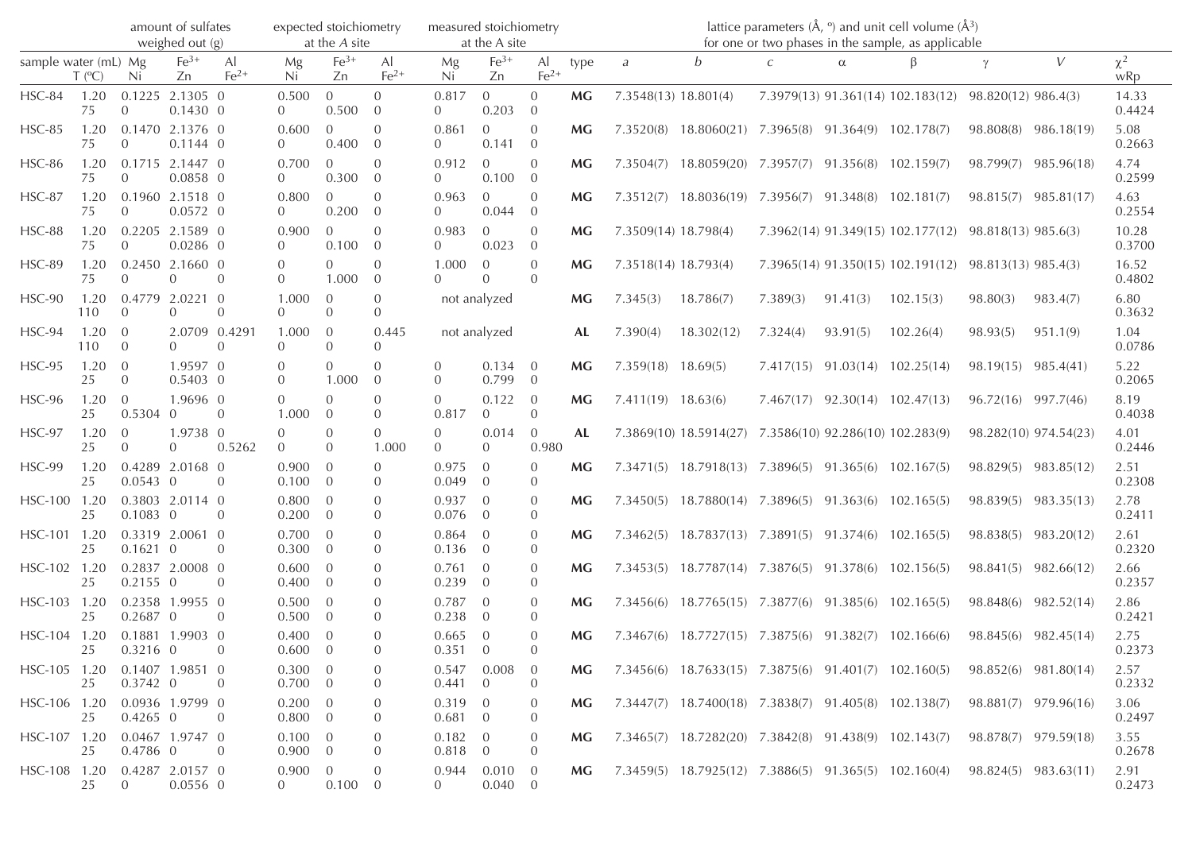| sample | water (mL) | amount of sulfates weighed out (g) | | | expected stoichiometry at the $A$ site | | | measured stoichiometry at the A site | | | type | lattice parameters (Å, °) and unit cell volume (Å$^3$) for one or two phases in the sample, as applicable | | | | | | | $\chi^2$ |
|---|---|---|---|---|---|---|---|---|---|---|---|---|---|---|---|---|---|---|---|
| | T (ºC) | Mg | $Fe^{3+}$ | Al | Mg | $Fe^{3+}$ | Al | Mg | $Fe^{3+}$ | Al | | $a$ | $b$ | $c$ | α | β | γ | $V$ | wRp |
| | | Ni | Zn | $Fe^{2+}$ | Ni | Zn | $Fe^{2+}$ | Ni | Zn | $Fe^{2+}$ | | | | | | | | | |
| HSC-84 | 1.20 | 0.1225 | 2.1305 | 0 | 0.500 | 0 | 0 | 0.817 | 0 | 0 | **MG** | 7.3548(13) | 18.801(4) | 7.3979(13) | 91.361(14) | 102.183(12) | 98.820(12) | 986.4(3) | 14.33 |
| | 75 | 0 | 0.1430 | 0 | 0 | 0.500 | 0 | 0 | 0.203 | 0 | | | | | | | | | 0.4424 |
| HSC-85 | 1.20 | 0.1470 | 2.1376 | 0 | 0.600 | 0 | 0 | 0.861 | 0 | 0 | **MG** | 7.3520(8) | 18.8060(21) | 7.3965(8) | 91.364(9) | 102.178(7) | 98.808(8) | 986.18(19) | 5.08 |
| | 75 | 0 | 0.1144 | 0 | 0 | 0.400 | 0 | 0 | 0.141 | 0 | | | | | | | | | 0.2663 |
| HSC-86 | 1.20 | 0.1715 | 2.1447 | 0 | 0.700 | 0 | 0 | 0.912 | 0 | 0 | **MG** | 7.3504(7) | 18.8059(20) | 7.3957(7) | 91.356(8) | 102.159(7) | 98.799(7) | 985.96(18) | 4.74 |
| | 75 | 0 | 0.0858 | 0 | 0 | 0.300 | 0 | 0 | 0.100 | 0 | | | | | | | | | 0.2599 |
| HSC-87 | 1.20 | 0.1960 | 2.1518 | 0 | 0.800 | 0 | 0 | 0.963 | 0 | 0 | **MG** | 7.3512(7) | 18.8036(19) | 7.3956(7) | 91.348(8) | 102.181(7) | 98.815(7) | 985.81(17) | 4.63 |
| | 75 | 0 | 0.0572 | 0 | 0 | 0.200 | 0 | 0 | 0.044 | 0 | | | | | | | | | 0.2554 |
| HSC-88 | 1.20 | 0.2205 | 2.1589 | 0 | 0.900 | 0 | 0 | 0.983 | 0 | 0 | **MG** | 7.3509(14) | 18.798(4) | 7.3962(14) | 91.349(15) | 102.177(12) | 98.818(13) | 985.6(3) | 10.28 |
| | 75 | 0 | 0.0286 | 0 | 0 | 0.100 | 0 | 0 | 0.023 | 0 | | | | | | | | | 0.3700 |
| HSC-89 | 1.20 | 0.2450 | 2.1660 | 0 | 0 | 0 | 0 | 1.000 | 0 | 0 | **MG** | 7.3518(14) | 18.793(4) | 7.3965(14) | 91.350(15) | 102.191(12) | 98.813(13) | 985.4(3) | 16.52 |
| | 75 | 0 | 0 | 0 | 0 | 1.000 | 0 | 0 | 0 | 0 | | | | | | | | | 0.4802 |
| HSC-90 | 1.20 | 0.4779 | 2.0221 | 0 | 1.000 | 0 | 0 | not analyzed | | | **MG** | 7.345(3) | 18.786(7) | 7.389(3) | 91.41(3) | 102.15(3) | 98.80(3) | 983.4(7) | 6.80 |
| | 110 | 0 | 0 | 0 | 0 | 0 | 0 | | | | | | | | | | | | 0.3632 |
| HSC-94 | 1.20 | 0 | 2.0709 | 0.4291 | 1.000 | 0 | 0.445 | not analyzed | | | **AL** | 7.390(4) | 18.302(12) | 7.324(4) | 93.91(5) | 102.26(4) | 98.93(5) | 951.1(9) | 1.04 |
| | 110 | 0 | 0 | 0 | 0 | 0 | 0 | | | | | | | | | | | | 0.0786 |
| HSC-95 | 1.20 | 0 | 1.9597 | 0 | 0 | 0 | 0 | 0 | 0.134 | 0 | **MG** | 7.359(18) | 18.69(5) | 7.417(15) | 91.03(14) | 102.25(14) | 98.19(15) | 985.4(41) | 5.22 |
| | 25 | 0 | 0.5403 | 0 | 0 | 1.000 | 0 | 0 | 0.799 | 0 | | | | | | | | | 0.2065 |
| HSC-96 | 1.20 | 0 | 1.9696 | 0 | 0 | 0 | 0 | 0 | 0.122 | 0 | **MG** | 7.411(19) | 18.63(6) | 7.467(17) | 92.30(14) | 102.47(13) | 96.72(16) | 997.7(46) | 8.19 |
| | 25 | 0.5304 | 0 | 0 | 1.000 | 0 | 0 | 0.817 | 0 | 0 | | | | | | | | | 0.4038 |
| HSC-97 | 1.20 | 0 | 1.9738 | 0 | 0 | 0 | 0 | 0 | 0.014 | 0 | **AL** | 7.3869(10) | 18.5914(27) | 7.3586(10) | 92.286(10) | 102.283(9) | 98.282(10) | 974.54(23) | 4.01 |
| | 25 | 0 | 0 | 0.5262 | 0 | 0 | 1.000 | 0 | 0 | 0.980 | | | | | | | | | 0.2446 |
| HSC-99 | 1.20 | 0.4289 | 2.0168 | 0 | 0.900 | 0 | 0 | 0.975 | 0 | 0 | **MG** | 7.3471(5) | 18.7918(13) | 7.3896(5) | 91.365(6) | 102.167(5) | 98.829(5) | 983.85(12) | 2.51 |
| | 25 | 0.0543 | 0 | 0 | 0.100 | 0 | 0 | 0.049 | 0 | 0 | | | | | | | | | 0.2308 |
| HSC-100 | 1.20 | 0.3803 | 2.0114 | 0 | 0.800 | 0 | 0 | 0.937 | 0 | 0 | **MG** | 7.3450(5) | 18.7880(14) | 7.3896(5) | 91.363(6) | 102.165(5) | 98.839(5) | 983.35(13) | 2.78 |
| | 25 | 0.1083 | 0 | 0 | 0.200 | 0 | 0 | 0.076 | 0 | 0 | | | | | | | | | 0.2411 |
| HSC-101 | 1.20 | 0.3319 | 2.0061 | 0 | 0.700 | 0 | 0 | 0.864 | 0 | 0 | **MG** | 7.3462(5) | 18.7837(13) | 7.3891(5) | 91.374(6) | 102.165(5) | 98.838(5) | 983.20(12) | 2.61 |
| | 25 | 0.1621 | 0 | 0 | 0.300 | 0 | 0 | 0.136 | 0 | 0 | | | | | | | | | 0.2320 |
| HSC-102 | 1.20 | 0.2837 | 2.0008 | 0 | 0.600 | 0 | 0 | 0.761 | 0 | 0 | **MG** | 7.3453(5) | 18.7787(14) | 7.3876(5) | 91.378(6) | 102.156(5) | 98.841(5) | 982.66(12) | 2.66 |
| | 25 | 0.2155 | 0 | 0 | 0.400 | 0 | 0 | 0.239 | 0 | 0 | | | | | | | | | 0.2357 |
| HSC-103 | 1.20 | 0.2358 | 1.9955 | 0 | 0.500 | 0 | 0 | 0.787 | 0 | 0 | **MG** | 7.3456(6) | 18.7765(15) | 7.3877(6) | 91.385(6) | 102.165(5) | 98.848(6) | 982.52(14) | 2.86 |
| | 25 | 0.2687 | 0 | 0 | 0.500 | 0 | 0 | 0.238 | 0 | 0 | | | | | | | | | 0.2421 |
| HSC-104 | 1.20 | 0.1881 | 1.9903 | 0 | 0.400 | 0 | 0 | 0.665 | 0 | 0 | **MG** | 7.3467(6) | 18.7727(15) | 7.3875(6) | 91.382(7) | 102.166(6) | 98.845(6) | 982.45(14) | 2.75 |
| | 25 | 0.3216 | 0 | 0 | 0.600 | 0 | 0 | 0.351 | 0 | 0 | | | | | | | | | 0.2373 |
| HSC-105 | 1.20 | 0.1407 | 1.9851 | 0 | 0.300 | 0 | 0 | 0.547 | 0.008 | 0 | **MG** | 7.3456(6) | 18.7633(15) | 7.3875(6) | 91.401(7) | 102.160(5) | 98.852(6) | 981.80(14) | 2.57 |
| | 25 | 0.3742 | 0 | 0 | 0.700 | 0 | 0 | 0.441 | 0 | 0 | | | | | | | | | 0.2332 |
| HSC-106 | 1.20 | 0.0936 | 1.9799 | 0 | 0.200 | 0 | 0 | 0.319 | 0 | 0 | **MG** | 7.3447(7) | 18.7400(18) | 7.3838(7) | 91.405(8) | 102.138(7) | 98.881(7) | 979.96(16) | 3.06 |
| | 25 | 0.4265 | 0 | 0 | 0.800 | 0 | 0 | 0.681 | 0 | 0 | | | | | | | | | 0.2497 |
| HSC-107 | 1.20 | 0.0467 | 1.9747 | 0 | 0.100 | 0 | 0 | 0.182 | 0 | 0 | **MG** | 7.3465(7) | 18.7282(20) | 7.3842(8) | 91.438(9) | 102.143(7) | 98.878(7) | 979.59(18) | 3.55 |
| | 25 | 0.4786 | 0 | 0 | 0.900 | 0 | 0 | 0.818 | 0 | 0 | | | | | | | | | 0.2678 |
| HSC-108 | 1.20 | 0.4287 | 2.0157 | 0 | 0.900 | 0 | 0 | 0.944 | 0.010 | 0 | **MG** | 7.3459(5) | 18.7925(12) | 7.3886(5) | 91.365(5) | 102.160(4) | 98.824(5) | 983.63(11) | 2.91 |
| | 25 | 0 | 0.0556 | 0 | 0 | 0.100 | 0 | 0 | 0.040 | 0 | | | | | | | | | 0.2473 |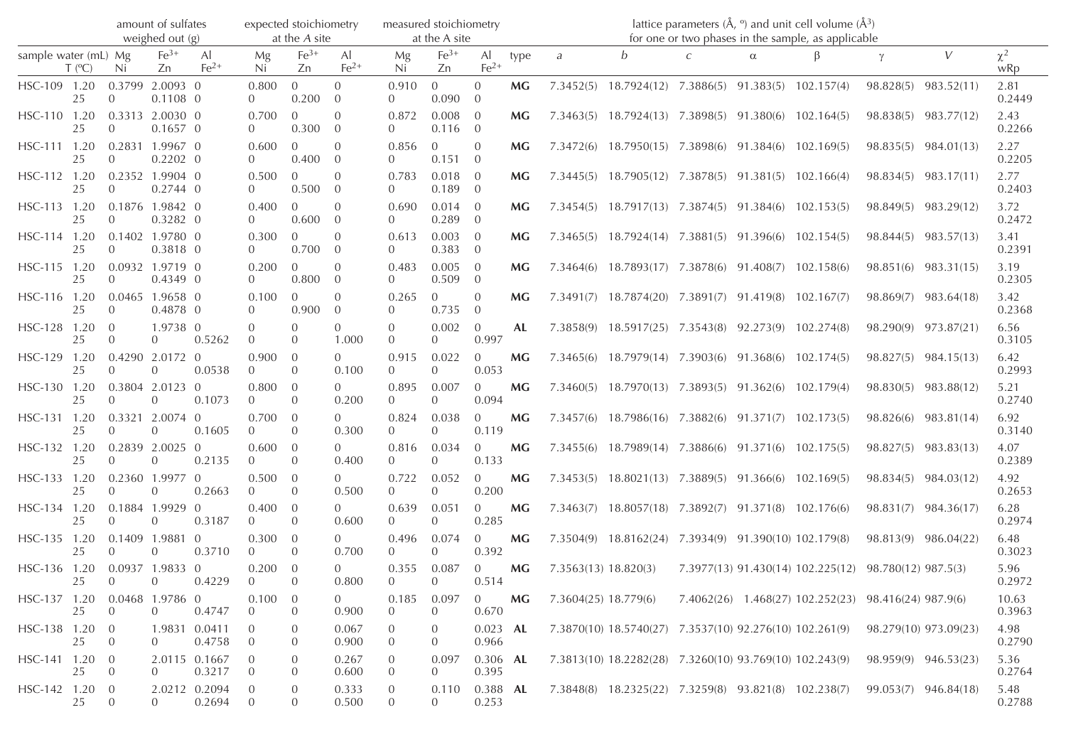| sample | water (mL) | amount of sulfates weighed out (g) | | | expected stoichiometry at the *A* site | | | measured stoichiometry at the A site | | | type | lattice parameters (Å, °) and unit cell volume (Å$^3$) for one or two phases in the sample, as applicable | | | | | | | $\chi^2$ |
|---|---|---|---|---|---|---|---|---|---|---|---|---|---|---|---|---|---|---|---|
| | T (ºC) | Mg / Ni | $Fe^{3+}$ / Zn | Al / $Fe^{2+}$ | Mg / Ni | $Fe^{3+}$ / Zn | Al / $Fe^{2+}$ | Mg / Ni | $Fe^{3+}$ / Zn | Al / $Fe^{2+}$ | | *a* | *b* | *c* | α | β | γ | *V* | wRp |
| HSC-109 | 1.20 / 25 | 0.3799 / 0 | 2.0093 / 0.1108 | 0 / 0 | 0.800 / 0 | 0 / 0.200 | 0 / 0 | 0.910 / 0 | 0 / 0.090 | 0 / 0 | **MG** | 7.3452(5) | 18.7924(12) | 7.3886(5) | 91.383(5) | 102.157(4) | 98.828(5) | 983.52(11) | 2.81 / 0.2449 |
| HSC-110 | 1.20 / 25 | 0.3313 / 0 | 2.0030 / 0.1657 | 0 / 0 | 0.700 / 0 | 0 / 0.300 | 0 / 0 | 0.872 / 0 | 0.008 / 0.116 | 0 / 0 | **MG** | 7.3463(5) | 18.7924(13) | 7.3898(5) | 91.380(6) | 102.164(5) | 98.838(5) | 983.77(12) | 2.43 / 0.2266 |
| HSC-111 | 1.20 / 25 | 0.2831 / 0 | 1.9967 / 0.2202 | 0 / 0 | 0.600 / 0 | 0 / 0.400 | 0 / 0 | 0.856 / 0 | 0 / 0.151 | 0 / 0 | **MG** | 7.3472(6) | 18.7950(15) | 7.3898(6) | 91.384(6) | 102.169(5) | 98.835(5) | 984.01(13) | 2.27 / 0.2205 |
| HSC-112 | 1.20 / 25 | 0.2352 / 0 | 1.9904 / 0.2744 | 0 / 0 | 0.500 / 0 | 0 / 0.500 | 0 / 0 | 0.783 / 0 | 0.018 / 0.189 | 0 / 0 | **MG** | 7.3445(5) | 18.7905(12) | 7.3878(5) | 91.381(5) | 102.166(4) | 98.834(5) | 983.17(11) | 2.77 / 0.2403 |
| HSC-113 | 1.20 / 25 | 0.1876 / 0 | 1.9842 / 0.3282 | 0 / 0 | 0.400 / 0 | 0 / 0.600 | 0 / 0 | 0.690 / 0 | 0.014 / 0.289 | 0 / 0 | **MG** | 7.3454(5) | 18.7917(13) | 7.3874(5) | 91.384(6) | 102.153(5) | 98.849(5) | 983.29(12) | 3.72 / 0.2472 |
| HSC-114 | 1.20 / 25 | 0.1402 / 0 | 1.9780 / 0.3818 | 0 / 0 | 0.300 / 0 | 0 / 0.700 | 0 / 0 | 0.613 / 0 | 0.003 / 0.383 | 0 / 0 | **MG** | 7.3465(5) | 18.7924(14) | 7.3881(5) | 91.396(6) | 102.154(5) | 98.844(5) | 983.57(13) | 3.41 / 0.2391 |
| HSC-115 | 1.20 / 25 | 0.0932 / 0 | 1.9719 / 0.4349 | 0 / 0 | 0.200 / 0 | 0 / 0.800 | 0 / 0 | 0.483 / 0 | 0.005 / 0.509 | 0 / 0 | **MG** | 7.3464(6) | 18.7893(17) | 7.3878(6) | 91.408(7) | 102.158(6) | 98.851(6) | 983.31(15) | 3.19 / 0.2305 |
| HSC-116 | 1.20 / 25 | 0.0465 / 0 | 1.9658 / 0.4878 | 0 / 0 | 0.100 / 0 | 0 / 0.900 | 0 / 0 | 0.265 / 0 | 0 / 0.735 | 0 / 0 | **MG** | 7.3491(7) | 18.7874(20) | 7.3891(7) | 91.419(8) | 102.167(7) | 98.869(7) | 983.64(18) | 3.42 / 0.2368 |
| HSC-128 | 1.20 / 25 | 0 / 0 | 1.9738 / 0 | 0 / 0.5262 | 0 / 0 | 0 / 0 | 0 / 1.000 | 0 / 0 | 0.002 / 0 | 0 / 0.997 | **AL** | 7.3858(9) | 18.5917(25) | 7.3543(8) | 92.273(9) | 102.274(8) | 98.290(9) | 973.87(21) | 6.56 / 0.3105 |
| HSC-129 | 1.20 / 25 | 0.4290 / 0 | 2.0172 / 0 | 0 / 0.0538 | 0.900 / 0 | 0 / 0 | 0 / 0.100 | 0.915 / 0 | 0.022 / 0 | 0 / 0.053 | **MG** | 7.3465(6) | 18.7979(14) | 7.3903(6) | 91.368(6) | 102.174(5) | 98.827(5) | 984.15(13) | 6.42 / 0.2993 |
| HSC-130 | 1.20 / 25 | 0.3804 / 0 | 2.0123 / 0 | 0 / 0.1073 | 0.800 / 0 | 0 / 0 | 0 / 0.200 | 0.895 / 0 | 0.007 / 0 | 0 / 0.094 | **MG** | 7.3460(5) | 18.7970(13) | 7.3893(5) | 91.362(6) | 102.179(4) | 98.830(5) | 983.88(12) | 5.21 / 0.2740 |
| HSC-131 | 1.20 / 25 | 0.3321 / 0 | 2.0074 / 0 | 0 / 0.1605 | 0.700 / 0 | 0 / 0 | 0 / 0.300 | 0.824 / 0 | 0.038 / 0 | 0 / 0.119 | **MG** | 7.3457(6) | 18.7986(16) | 7.3882(6) | 91.371(7) | 102.173(5) | 98.826(6) | 983.81(14) | 6.92 / 0.3140 |
| HSC-132 | 1.20 / 25 | 0.2839 / 0 | 2.0025 / 0 | 0 / 0.2135 | 0.600 / 0 | 0 / 0 | 0 / 0.400 | 0.816 / 0 | 0.034 / 0 | 0 / 0.133 | **MG** | 7.3455(6) | 18.7989(14) | 7.3886(6) | 91.371(6) | 102.175(5) | 98.827(5) | 983.83(13) | 4.07 / 0.2389 |
| HSC-133 | 1.20 / 25 | 0.2360 / 0 | 1.9977 / 0 | 0 / 0.2663 | 0.500 / 0 | 0 / 0 | 0 / 0.500 | 0.722 / 0 | 0.052 / 0 | 0 / 0.200 | **MG** | 7.3453(5) | 18.8021(13) | 7.3889(5) | 91.366(6) | 102.169(5) | 98.834(5) | 984.03(12) | 4.92 / 0.2653 |
| HSC-134 | 1.20 / 25 | 0.1884 / 0 | 1.9929 / 0 | 0 / 0.3187 | 0.400 / 0 | 0 / 0 | 0 / 0.600 | 0.639 / 0 | 0.051 / 0 | 0 / 0.285 | **MG** | 7.3463(7) | 18.8057(18) | 7.3892(7) | 91.371(8) | 102.176(6) | 98.831(7) | 984.36(17) | 6.28 / 0.2974 |
| HSC-135 | 1.20 / 25 | 0.1409 / 0 | 1.9881 / 0 | 0 / 0.3710 | 0.300 / 0 | 0 / 0 | 0 / 0.700 | 0.496 / 0 | 0.074 / 0 | 0 / 0.392 | **MG** | 7.3504(9) | 18.8162(24) | 7.3934(9) | 91.390(10) | 102.179(8) | 98.813(9) | 986.04(22) | 6.48 / 0.3023 |
| HSC-136 | 1.20 / 25 | 0.0937 / 0 | 1.9833 / 0 | 0 / 0.4229 | 0.200 / 0 | 0 / 0 | 0 / 0.800 | 0.355 / 0 | 0.087 / 0 | 0 / 0.514 | **MG** | 7.3563(13) | 18.820(3) | 7.3977(13) | 91.430(14) | 102.225(12) | 98.780(12) | 987.5(3) | 5.96 / 0.2972 |
| HSC-137 | 1.20 / 25 | 0.0468 / 0 | 1.9786 / 0 | 0 / 0.4747 | 0.100 / 0 | 0 / 0 | 0 / 0.900 | 0.185 / 0 | 0.097 / 0 | 0 / 0.670 | **MG** | 7.3604(25) | 18.779(6) | 7.4062(26) | 1.468(27) | 102.252(23) | 98.416(24) | 987.9(6) | 10.63 / 0.3963 |
| HSC-138 | 1.20 / 25 | 0 / 0 | 1.9831 / 0 | 0.0411 / 0.4758 | 0 / 0 | 0 / 0 | 0.067 / 0.900 | 0 / 0 | 0 / 0 | 0.023 / 0.966 | **AL** | 7.3870(10) | 18.5740(27) | 7.3537(10) | 92.276(10) | 102.261(9) | 98.279(10) | 973.09(23) | 4.98 / 0.2790 |
| HSC-141 | 1.20 / 25 | 0 / 0 | 2.0115 / 0 | 0.1667 / 0.3217 | 0 / 0 | 0 / 0 | 0.267 / 0.600 | 0 / 0 | 0.097 / 0 | 0.306 / 0.395 | **AL** | 7.3813(10) | 18.2282(28) | 7.3260(10) | 93.769(10) | 102.243(9) | 98.959(9) | 946.53(23) | 5.36 / 0.2764 |
| HSC-142 | 1.20 / 25 | 0 / 0 | 2.0212 / 0 | 0.2094 / 0.2694 | 0 / 0 | 0 / 0 | 0.333 / 0.500 | 0 / 0 | 0.110 / 0 | 0.388 / 0.253 | **AL** | 7.3848(8) | 18.2325(22) | 7.3259(8) | 93.821(8) | 102.238(7) | 99.053(7) | 946.84(18) | 5.48 / 0.2788 |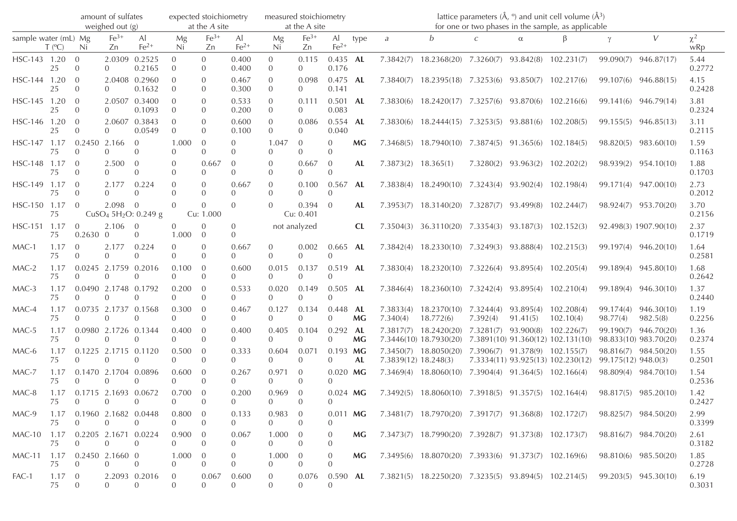| sample | water (mL) / T (ºC) | Mg / Ni | $Fe^{3+}$ / Zn | Al / $Fe^{2+}$ | Mg / Ni | $Fe^{3+}$ / Zn | Al / $Fe^{2+}$ | Mg / Ni | $Fe^{3+}$ / Zn | Al / $Fe^{2+}$ | type | *a* | *b* | *c* | α | β | γ | *V* | $\chi^2$ / wRp |
|---|---|---|---|---|---|---|---|---|---|---|---|---|---|---|---|---|---|---|---|
| | | amount of sulfates weighed out (g) | | | expected stoichiometry at the *A* site | | | measured stoichiometry at the A site | | | | lattice parameters (Å, º) and unit cell volume (Å$^3$) for one or two phases in the sample, as applicable | | | | | | | |
| HSC-143 | 1.20 / 25 | 0 / 0 | 2.0309 / 0 | 0.2525 / 0.2165 | 0 / 0 | 0 / 0 | 0.400 / 0.400 | 0 / 0 | 0.115 / 0 | 0.435 / 0.176 | **AL** | 7.3842(7) | 18.2368(20) | 7.3260(7) | 93.842(8) | 102.231(7) | 99.090(7) | 946.87(17) | 5.44 / 0.2772 |
| HSC-144 | 1.20 / 25 | 0 / 0 | 2.0408 / 0 | 0.2960 / 0.1632 | 0 / 0 | 0 / 0 | 0.467 / 0.300 | 0 / 0 | 0.098 / 0 | 0.475 / 0.141 | **AL** | 7.3840(7) | 18.2395(18) | 7.3253(6) | 93.850(7) | 102.217(6) | 99.107(6) | 946.88(15) | 4.15 / 0.2428 |
| HSC-145 | 1.20 / 25 | 0 / 0 | 2.0507 / 0 | 0.3400 / 0.1093 | 0 / 0 | 0 / 0 | 0.533 / 0.200 | 0 / 0 | 0.111 / 0 | 0.501 / 0.083 | **AL** | 7.3830(6) | 18.2420(17) | 7.3257(6) | 93.870(6) | 102.216(6) | 99.141(6) | 946.79(14) | 3.81 / 0.2324 |
| HSC-146 | 1.20 / 25 | 0 / 0 | 2.0607 / 0 | 0.3843 / 0.0549 | 0 / 0 | 0 / 0 | 0.600 / 0.100 | 0 / 0 | 0.086 / 0 | 0.554 / 0.040 | **AL** | 7.3830(6) | 18.2444(15) | 7.3253(5) | 93.881(6) | 102.208(5) | 99.155(5) | 946.85(13) | 3.11 / 0.2115 |
| HSC-147 | 1.17 / 75 | 0.2450 / 0 | 2.166 / 0 | 0 / 0 | 1.000 / 0 | 0 / 0 | 0 / 0 | 1.047 / 0 | 0 / 0 | 0 / 0 | **MG** | 7.3468(5) | 18.7940(10) | 7.3874(5) | 91.365(6) | 102.184(5) | 98.820(5) | 983.60(10) | 1.59 / 0.1163 |
| HSC-148 | 1.17 / 75 | 0 / 0 | 2.500 / 0 | 0 / 0 | 0 / 0 | 0.667 / 0 | 0 / 0 | 0 / 0 | 0.667 / 0 | 0 / 0 | **AL** | 7.3873(2) | 18.365(1) | 7.3280(2) | 93.963(2) | 102.202(2) | 98.939(2) | 954.10(10) | 1.88 / 0.1703 |
| HSC-149 | 1.17 / 75 | 0 / 0 | 2.177 / 0 | 0.224 / 0 | 0 / 0 | 0 / 0 | 0.667 / 0 | 0 / 0 | 0.100 / 0 | 0.567 / 0 | **AL** | 7.3838(4) | 18.2490(10) | 7.3243(4) | 93.902(4) | 102.198(4) | 99.171(4) | 947.00(10) | 2.73 / 0.2012 |
| HSC-150 | 1.17 / 75 | 0 | 2.098 / $CuSO_4\,5H_2O$: 0.249 g | 0 | 0 | 0 / Cu: 1.000 | 0 | 0 | 0.394 / Cu: 0.401 | 0 | **AL** | 7.3953(7) | 18.3140(20) | 7.3287(7) | 93.499(8) | 102.244(7) | 98.924(7) | 953.70(20) | 3.70 / 0.2156 |
| HSC-151 | 1.17 / 75 | 0 / 0.2630 | 2.106 / 0 | 0 / 0 | 0 / 1.000 | 0 / 0 | 0 / 0 | not analyzed | | | **CL** | 7.3504(3) | 36.3110(20) | 7.3354(3) | 93.187(3) | 102.152(3) | 92.498(3) | 1907.90(10) | 2.37 / 0.1719 |
| MAC-1 | 1.17 / 75 | 0 / 0 | 2.177 / 0 | 0.224 / 0 | 0 / 0 | 0 / 0 | 0.667 / 0 | 0 / 0 | 0.002 / 0 | 0.665 / 0 | **AL** | 7.3842(4) | 18.2330(10) | 7.3249(3) | 93.888(4) | 102.215(3) | 99.197(4) | 946.20(10) | 1.64 / 0.2581 |
| MAC-2 | 1.17 / 75 | 0.0245 / 0 | 2.1759 / 0 | 0.2016 / 0 | 0.100 / 0 | 0 / 0 | 0.600 / 0 | 0.015 / 0 | 0.137 / 0 | 0.519 / 0 | **AL** | 7.3830(4) | 18.2320(10) | 7.3226(4) | 93.895(4) | 102.205(4) | 99.189(4) | 945.80(10) | 1.68 / 0.2642 |
| MAC-3 | 1.17 / 75 | 0.0490 / 0 | 2.1748 / 0 | 0.1792 / 0 | 0.200 / 0 | 0 / 0 | 0.533 / 0 | 0.020 / 0 | 0.149 / 0 | 0.505 / 0 | **AL** | 7.3846(4) | 18.2360(10) | 7.3242(4) | 93.895(4) | 102.210(4) | 99.189(4) | 946.30(10) | 1.37 / 0.2440 |
| MAC-4 | 1.17 / 75 | 0.0735 / 0 | 2.1737 / 0 | 0.1568 / 0 | 0.300 / 0 | 0 / 0 | 0.467 / 0 | 0.127 / 0 | 0.134 / 0 | 0.448 / 0 | **AL** / **MG** | 7.3833(4) / 7.340(4) | 18.2370(10) / 18.772(6) | 7.3244(4) / 7.392(4) | 93.895(4) / 91.41(5) | 102.208(4) / 102.10(4) | 99.174(4) / 98.77(4) | 946.30(10) / 982.5(8) | 1.19 / 0.2256 |
| MAC-5 | 1.17 / 75 | 0.0980 / 0 | 2.1726 / 0 | 0.1344 / 0 | 0.400 / 0 | 0 / 0 | 0.400 / 0 | 0.405 / 0 | 0.104 / 0 | 0.292 / 0 | **AL** / **MG** | 7.3817(7) / 7.3446(10) | 18.2420(20) / 18.7930(20) | 7.3281(7) / 7.3891(10) | 93.900(8) / 91.360(12) | 102.226(7) / 102.131(10) | 99.190(7) / 98.833(10) | 946.70(20) / 983.70(20) | 1.36 / 0.2374 |
| MAC-6 | 1.17 / 75 | 0.1225 / 0 | 2.1715 / 0 | 0.1120 / 0 | 0.500 / 0 | 0 / 0 | 0.333 / 0 | 0.604 / 0 | 0.071 / 0 | 0.193 / 0 | **MG** / **AL** | 7.3450(7) / 7.3839(12) | 18.8050(20) / 18.248(3) | 7.3906(7) / 7.3334(11) | 91.378(9) / 93.925(13) | 102.155(7) / 102.230(12) | 98.816(7) / 99.175(12) | 984.50(20) / 948.0(3) | 1.55 / 0.2501 |
| MAC-7 | 1.17 / 75 | 0.1470 / 0 | 2.1704 / 0 | 0.0896 / 0 | 0.600 / 0 | 0 / 0 | 0.267 / 0 | 0.971 / 0 | 0 / 0 | 0.020 / 0 | **MG** | 7.3469(4) | 18.8060(10) | 7.3904(4) | 91.364(5) | 102.166(4) | 98.809(4) | 984.70(10) | 1.54 / 0.2536 |
| MAC-8 | 1.17 / 75 | 0.1715 / 0 | 2.1693 / 0 | 0.0672 / 0 | 0.700 / 0 | 0 / 0 | 0.200 / 0 | 0.969 / 0 | 0 / 0 | 0.024 / 0 | **MG** | 7.3492(5) | 18.8060(10) | 7.3918(5) | 91.357(5) | 102.164(4) | 98.817(5) | 985.20(10) | 1.42 / 0.2427 |
| MAC-9 | 1.17 / 75 | 0.1960 / 0 | 2.1682 / 0 | 0.0448 / 0 | 0.800 / 0 | 0 / 0 | 0.133 / 0 | 0.983 / 0 | 0 / 0 | 0.011 / 0 | **MG** | 7.3481(7) | 18.7970(20) | 7.3917(7) | 91.368(8) | 102.172(7) | 98.825(7) | 984.50(20) | 2.99 / 0.3399 |
| MAC-10 | 1.17 / 75 | 0.2205 / 0 | 2.1671 / 0 | 0.0224 / 0 | 0.900 / 0 | 0 / 0 | 0.067 / 0 | 1.000 / 0 | 0 / 0 | 0 / 0 | **MG** | 7.3473(7) | 18.7990(20) | 7.3928(7) | 91.373(8) | 102.173(7) | 98.816(7) | 984.70(20) | 2.61 / 0.3182 |
| MAC-11 | 1.17 / 75 | 0.2450 / 0 | 2.1660 / 0 | 0 / 0 | 1.000 / 0 | 0 / 0 | 0 / 0 | 1.000 / 0 | 0 / 0 | 0 / 0 | **MG** | 7.3495(6) | 18.8070(20) | 7.3933(6) | 91.373(7) | 102.169(6) | 98.810(6) | 985.50(20) | 1.85 / 0.2728 |
| FAC-1 | 1.17 / 75 | 0 / 0 | 2.2093 / 0 | 0.2016 / 0 | 0 / 0 | 0.067 / 0 | 0.600 / 0 | 0 / 0 | 0.076 / 0 | 0.590 / 0 | **AL** | 7.3821(5) | 18.2250(20) | 7.3235(5) | 93.894(5) | 102.214(5) | 99.203(5) | 945.30(10) | 6.19 / 0.3031 |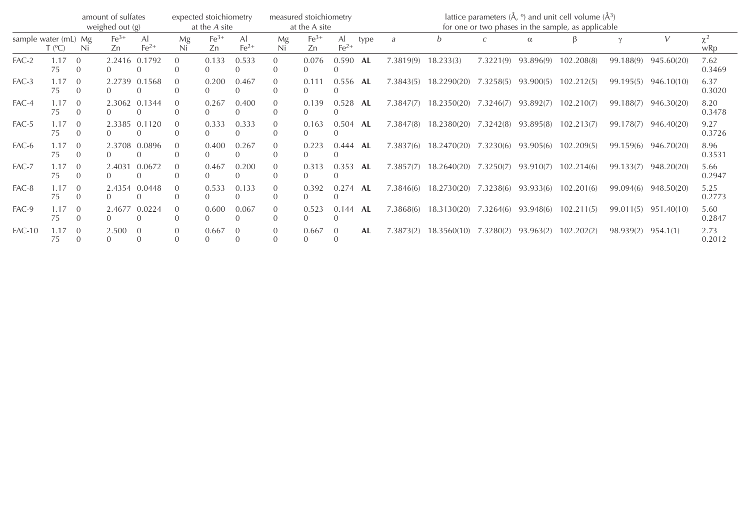| sample | water (mL) T (ºC) | amount of sulfates weighed out (g) Mg Ni | $Fe^{3+}$ Zn | Al $Fe^{2+}$ | expected stoichiometry at the *A* site Mg Ni | $Fe^{3+}$ Zn | Al $Fe^{2+}$ | measured stoichiometry at the A site Mg Ni | $Fe^{3+}$ Zn | Al $Fe^{2+}$ | type | *a* | *b* | *c* | α | β | γ | *V* | $\chi^2$ wRp |
|---|---|---|---|---|---|---|---|---|---|---|---|---|---|---|---|---|---|---|---|
| FAC-2 | 1.17 75 | 0 0 | 2.2416 0 | 0.1792 0 | 0 0 | 0.133 0 | 0.533 0 | 0 0 | 0.076 0 | 0.590 0 | **AL** | 7.3819(9) | 18.233(3) | 7.3221(9) | 93.896(9) | 102.208(8) | 99.188(9) | 945.60(20) | 7.62 0.3469 |
| FAC-3 | 1.17 75 | 0 0 | 2.2739 0 | 0.1568 0 | 0 0 | 0.200 0 | 0.467 0 | 0 0 | 0.111 0 | 0.556 0 | **AL** | 7.3843(5) | 18.2290(20) | 7.3258(5) | 93.900(5) | 102.212(5) | 99.195(5) | 946.10(10) | 6.37 0.3020 |
| FAC-4 | 1.17 75 | 0 0 | 2.3062 0 | 0.1344 0 | 0 0 | 0.267 0 | 0.400 0 | 0 0 | 0.139 0 | 0.528 0 | **AL** | 7.3847(7) | 18.2350(20) | 7.3246(7) | 93.892(7) | 102.210(7) | 99.188(7) | 946.30(20) | 8.20 0.3478 |
| FAC-5 | 1.17 75 | 0 0 | 2.3385 0 | 0.1120 0 | 0 0 | 0.333 0 | 0.333 0 | 0 0 | 0.163 0 | 0.504 0 | **AL** | 7.3847(8) | 18.2380(20) | 7.3242(8) | 93.895(8) | 102.213(7) | 99.178(7) | 946.40(20) | 9.27 0.3726 |
| FAC-6 | 1.17 75 | 0 0 | 2.3708 0 | 0.0896 0 | 0 0 | 0.400 0 | 0.267 0 | 0 0 | 0.223 0 | 0.444 0 | **AL** | 7.3837(6) | 18.2470(20) | 7.3230(6) | 93.905(6) | 102.209(5) | 99.159(6) | 946.70(20) | 8.96 0.3531 |
| FAC-7 | 1.17 75 | 0 0 | 2.4031 0 | 0.0672 0 | 0 0 | 0.467 0 | 0.200 0 | 0 0 | 0.313 0 | 0.353 0 | **AL** | 7.3857(7) | 18.2640(20) | 7.3250(7) | 93.910(7) | 102.214(6) | 99.133(7) | 948.20(20) | 5.66 0.2947 |
| FAC-8 | 1.17 75 | 0 0 | 2.4354 0 | 0.0448 0 | 0 0 | 0.533 0 | 0.133 0 | 0 0 | 0.392 0 | 0.274 0 | **AL** | 7.3846(6) | 18.2730(20) | 7.3238(6) | 93.933(6) | 102.201(6) | 99.094(6) | 948.50(20) | 5.25 0.2773 |
| FAC-9 | 1.17 75 | 0 0 | 2.4677 0 | 0.0224 0 | 0 0 | 0.600 0 | 0.067 0 | 0 0 | 0.523 0 | 0.144 0 | **AL** | 7.3868(6) | 18.3130(20) | 7.3264(6) | 93.948(6) | 102.211(5) | 99.011(5) | 951.40(10) | 5.60 0.2847 |
| FAC-10 | 1.17 75 | 0 0 | 2.500 0 | 0 0 | 0 0 | 0.667 0 | 0 0 | 0 0 | 0.667 0 | 0 0 | **AL** | 7.3873(2) | 18.3560(10) | 7.3280(2) | 93.963(2) | 102.202(2) | 98.939(2) | 954.1(1) | 2.73 0.2012 |

lattice parameters (Å, º) and unit cell volume (Å$^3$) for one or two phases in the sample, as applicable